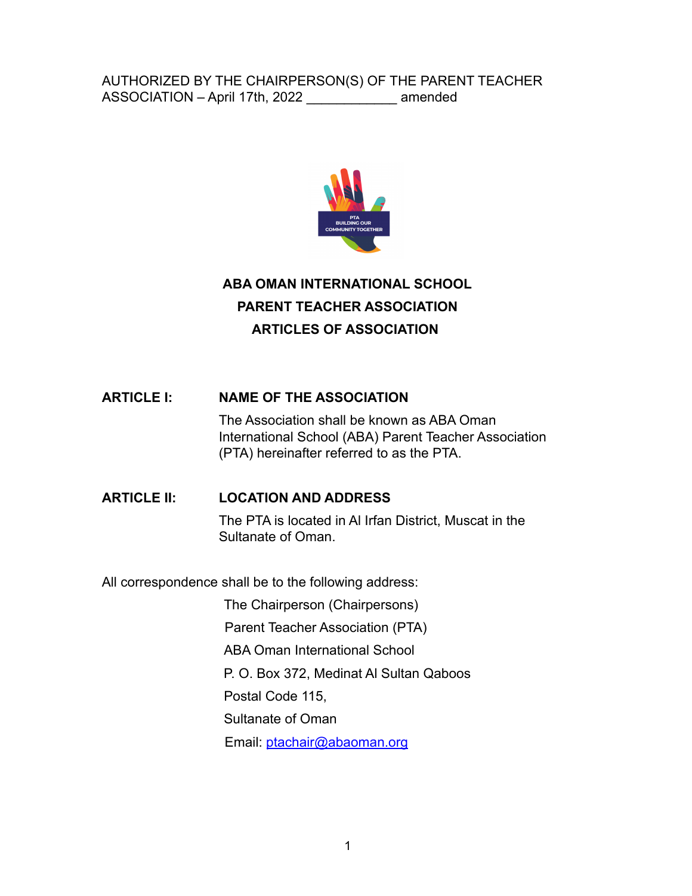AUTHORIZED BY THE CHAIRPERSON(S) OF THE PARENT TEACHER ASSOCIATION – April 17th, 2022 ____________ amended

# ABA OMAN INTERNATIONAL SCHOOL
# PARENT TEACHER ASSOCIATION
# ARTICLES OF ASSOCIATION

## ARTICLE I: NAME OF THE ASSOCIATION

The Association shall be known as ABA Oman International School (ABA) Parent Teacher Association (PTA) hereinafter referred to as the PTA.

## ARTICLE II: LOCATION AND ADDRESS

The PTA is located in Al Irfan District, Muscat in the Sultanate of Oman.

All correspondence shall be to the following address:

The Chairperson (Chairpersons)
Parent Teacher Association (PTA)
ABA Oman International School
P. O. Box 372, Medinat Al Sultan Qaboos
Postal Code 115,
Sultanate of Oman
Email: ptachair@abaoman.org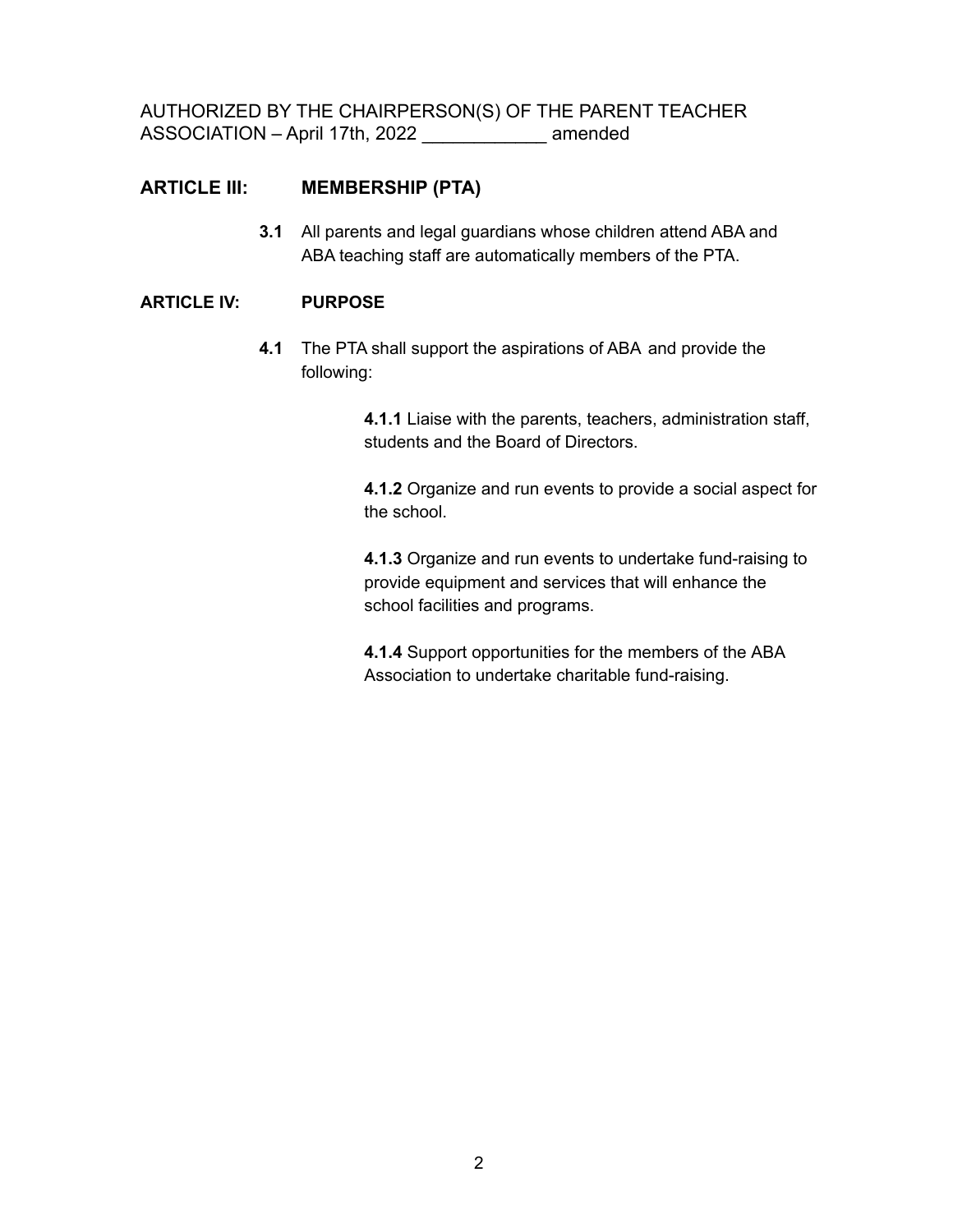AUTHORIZED BY THE CHAIRPERSON(S) OF THE PARENT TEACHER ASSOCIATION – April 17th, 2022 ____________ amended

## ARTICLE III: MEMBERSHIP (PTA)

**3.1** All parents and legal guardians whose children attend ABA and ABA teaching staff are automatically members of the PTA.

## ARTICLE IV: PURPOSE

**4.1** The PTA shall support the aspirations of ABA and provide the following:

**4.1.1** Liaise with the parents, teachers, administration staff, students and the Board of Directors.

**4.1.2** Organize and run events to provide a social aspect for the school.

**4.1.3** Organize and run events to undertake fund-raising to provide equipment and services that will enhance the school facilities and programs.

**4.1.4** Support opportunities for the members of the ABA Association to undertake charitable fund-raising.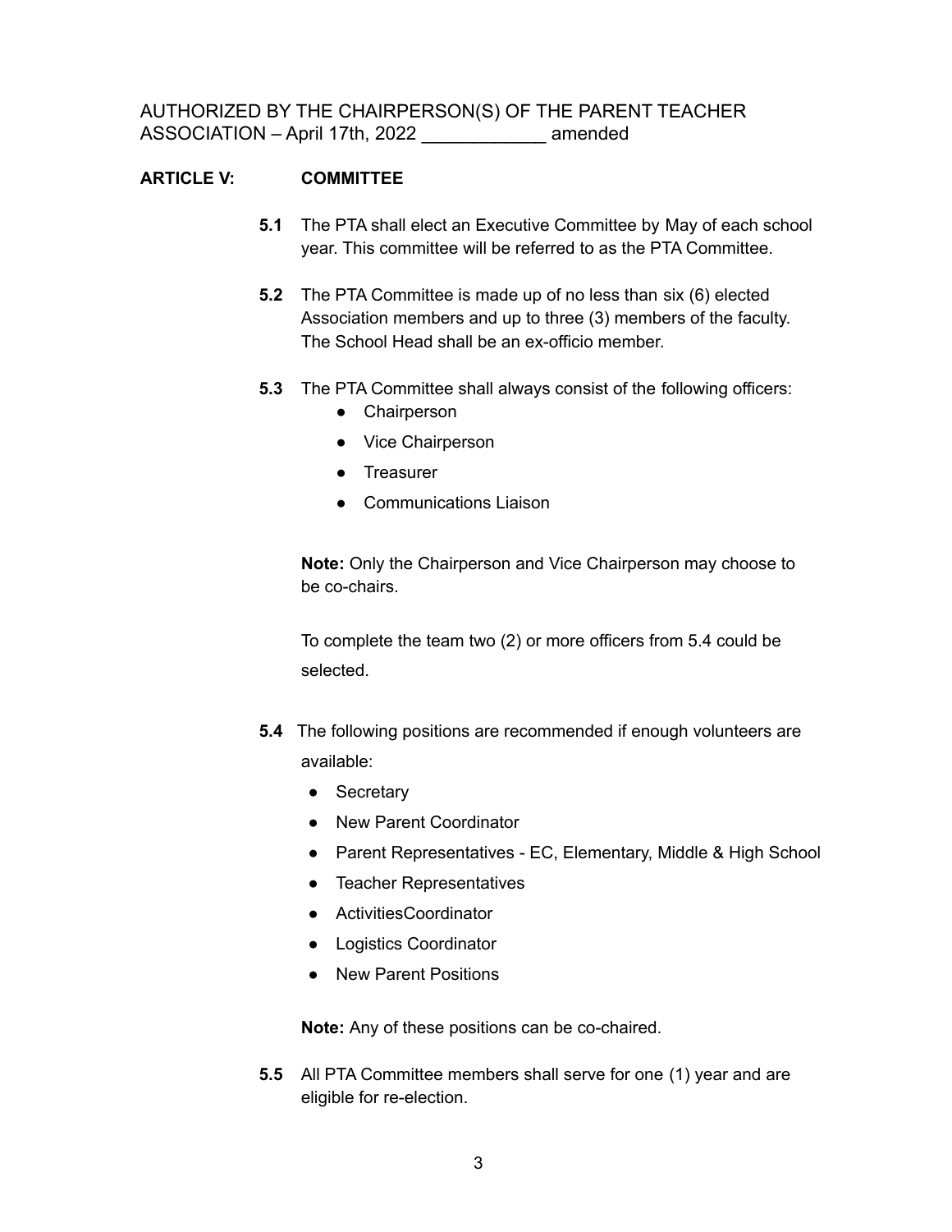AUTHORIZED BY THE CHAIRPERSON(S) OF THE PARENT TEACHER ASSOCIATION – April 17th, 2022 ____________ amended

**ARTICLE V: COMMITTEE**

**5.1** The PTA shall elect an Executive Committee by May of each school year. This committee will be referred to as the PTA Committee.

**5.2** The PTA Committee is made up of no less than six (6) elected Association members and up to three (3) members of the faculty. The School Head shall be an ex-officio member.

**5.3** The PTA Committee shall always consist of the following officers:

- Chairperson
- Vice Chairperson
- Treasurer
- Communications Liaison

**Note:** Only the Chairperson and Vice Chairperson may choose to be co-chairs.

To complete the team two (2) or more officers from 5.4 could be selected.

**5.4** The following positions are recommended if enough volunteers are available:

- Secretary
- New Parent Coordinator
- Parent Representatives - EC, Elementary, Middle & High School
- Teacher Representatives
- ActivitiesCoordinator
- Logistics Coordinator
- New Parent Positions

**Note:** Any of these positions can be co-chaired.

**5.5** All PTA Committee members shall serve for one (1) year and are eligible for re-election.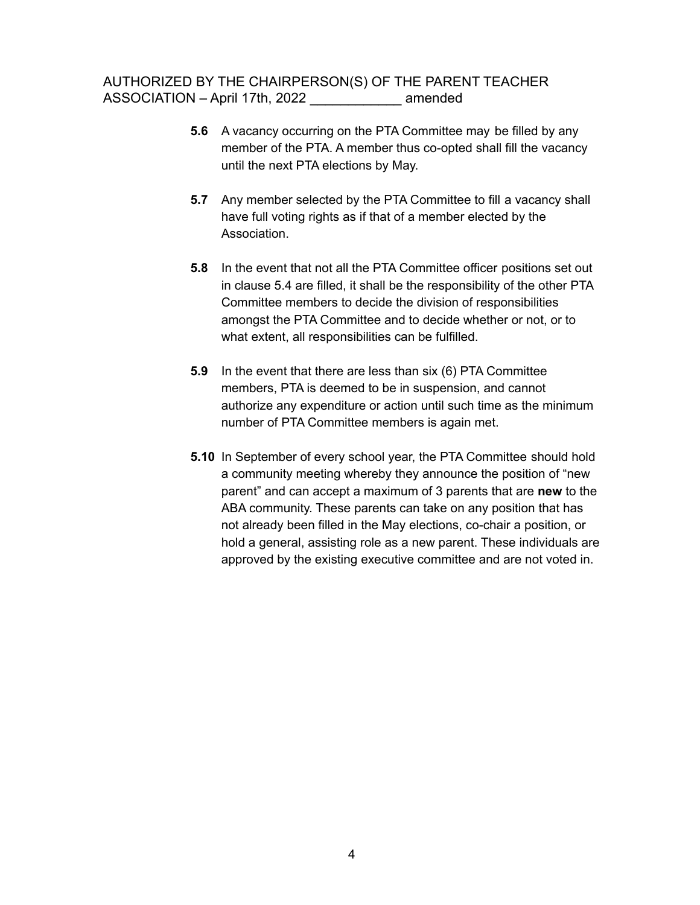**5.6** A vacancy occurring on the PTA Committee may be filled by any member of the PTA. A member thus co-opted shall fill the vacancy until the next PTA elections by May.

**5.7** Any member selected by the PTA Committee to fill a vacancy shall have full voting rights as if that of a member elected by the Association.

**5.8** In the event that not all the PTA Committee officer positions set out in clause 5.4 are filled, it shall be the responsibility of the other PTA Committee members to decide the division of responsibilities amongst the PTA Committee and to decide whether or not, or to what extent, all responsibilities can be fulfilled.

**5.9** In the event that there are less than six (6) PTA Committee members, PTA is deemed to be in suspension, and cannot authorize any expenditure or action until such time as the minimum number of PTA Committee members is again met.

**5.10** In September of every school year, the PTA Committee should hold a community meeting whereby they announce the position of "new parent" and can accept a maximum of 3 parents that are **new** to the ABA community. These parents can take on any position that has not already been filled in the May elections, co-chair a position, or hold a general, assisting role as a new parent. These individuals are approved by the existing executive committee and are not voted in.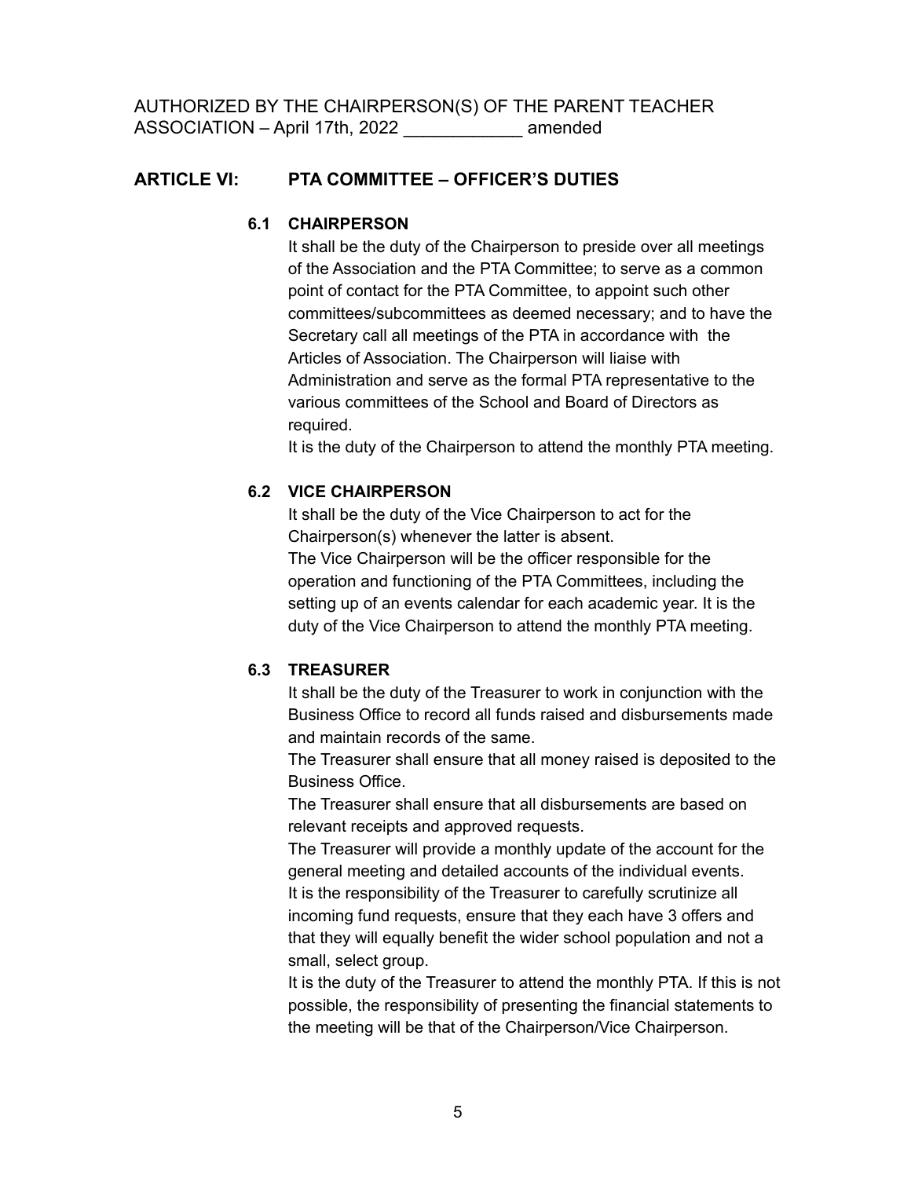AUTHORIZED BY THE CHAIRPERSON(S) OF THE PARENT TEACHER ASSOCIATION – April 17th, 2022 ____________ amended

## ARTICLE VI: PTA COMMITTEE – OFFICER'S DUTIES

### 6.1 CHAIRPERSON

It shall be the duty of the Chairperson to preside over all meetings of the Association and the PTA Committee; to serve as a common point of contact for the PTA Committee, to appoint such other committees/subcommittees as deemed necessary; and to have the Secretary call all meetings of the PTA in accordance with the Articles of Association. The Chairperson will liaise with Administration and serve as the formal PTA representative to the various committees of the School and Board of Directors as required.

It is the duty of the Chairperson to attend the monthly PTA meeting.

### 6.2 VICE CHAIRPERSON

It shall be the duty of the Vice Chairperson to act for the Chairperson(s) whenever the latter is absent.

The Vice Chairperson will be the officer responsible for the operation and functioning of the PTA Committees, including the setting up of an events calendar for each academic year. It is the duty of the Vice Chairperson to attend the monthly PTA meeting.

### 6.3 TREASURER

It shall be the duty of the Treasurer to work in conjunction with the Business Office to record all funds raised and disbursements made and maintain records of the same.

The Treasurer shall ensure that all money raised is deposited to the Business Office.

The Treasurer shall ensure that all disbursements are based on relevant receipts and approved requests.

The Treasurer will provide a monthly update of the account for the general meeting and detailed accounts of the individual events.

It is the responsibility of the Treasurer to carefully scrutinize all incoming fund requests, ensure that they each have 3 offers and that they will equally benefit the wider school population and not a small, select group.

It is the duty of the Treasurer to attend the monthly PTA. If this is not possible, the responsibility of presenting the financial statements to the meeting will be that of the Chairperson/Vice Chairperson.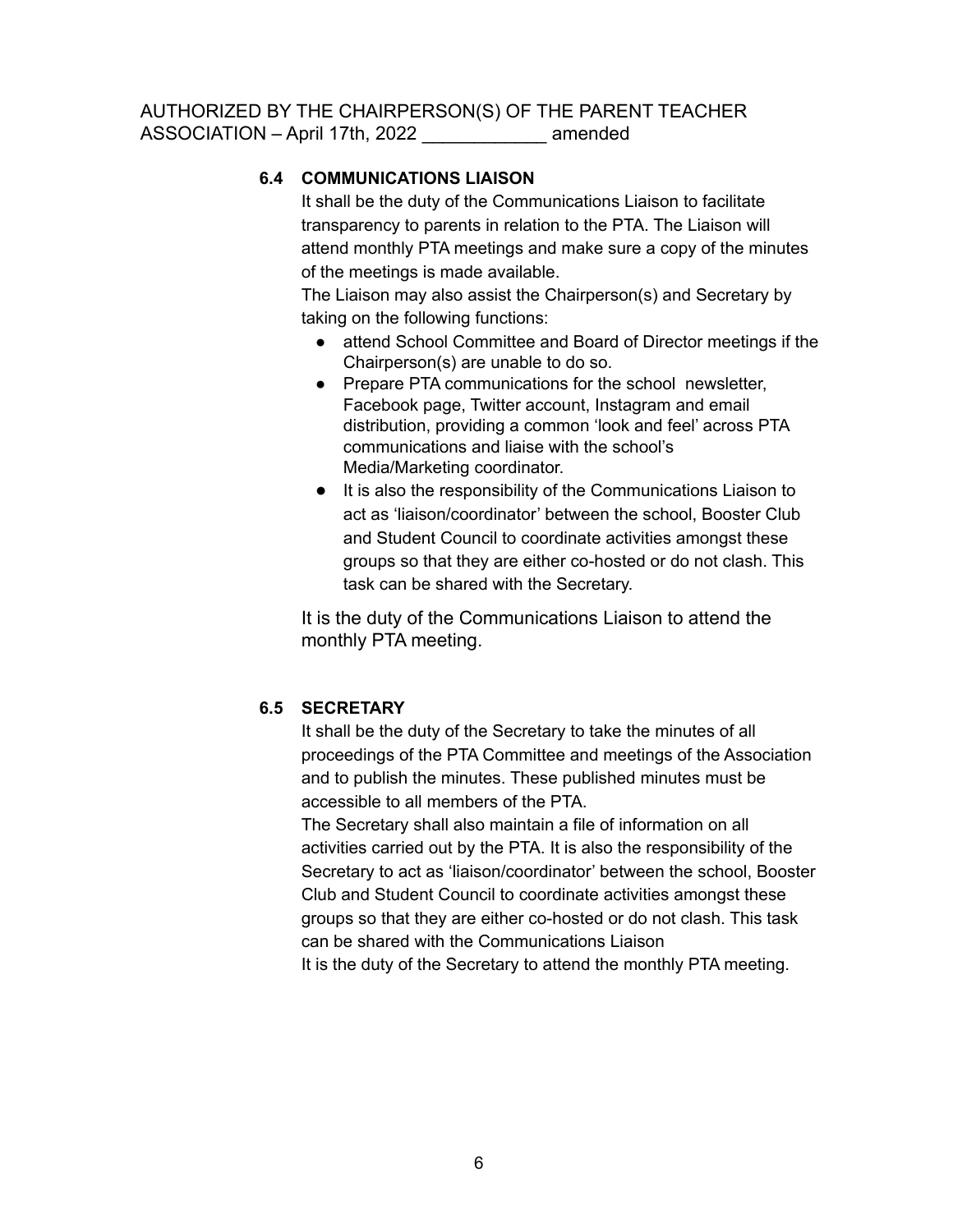AUTHORIZED BY THE CHAIRPERSON(S) OF THE PARENT TEACHER ASSOCIATION – April 17th, 2022 ____________ amended

### 6.4 COMMUNICATIONS LIAISON

It shall be the duty of the Communications Liaison to facilitate transparency to parents in relation to the PTA. The Liaison will attend monthly PTA meetings and make sure a copy of the minutes of the meetings is made available.

The Liaison may also assist the Chairperson(s) and Secretary by taking on the following functions:

- attend School Committee and Board of Director meetings if the Chairperson(s) are unable to do so.
- Prepare PTA communications for the school newsletter, Facebook page, Twitter account, Instagram and email distribution, providing a common 'look and feel' across PTA communications and liaise with the school's Media/Marketing coordinator.
- It is also the responsibility of the Communications Liaison to act as 'liaison/coordinator' between the school, Booster Club and Student Council to coordinate activities amongst these groups so that they are either co-hosted or do not clash. This task can be shared with the Secretary.

It is the duty of the Communications Liaison to attend the monthly PTA meeting.

### 6.5 SECRETARY

It shall be the duty of the Secretary to take the minutes of all proceedings of the PTA Committee and meetings of the Association and to publish the minutes. These published minutes must be accessible to all members of the PTA.

The Secretary shall also maintain a file of information on all activities carried out by the PTA. It is also the responsibility of the Secretary to act as 'liaison/coordinator' between the school, Booster Club and Student Council to coordinate activities amongst these groups so that they are either co-hosted or do not clash. This task can be shared with the Communications Liaison

It is the duty of the Secretary to attend the monthly PTA meeting.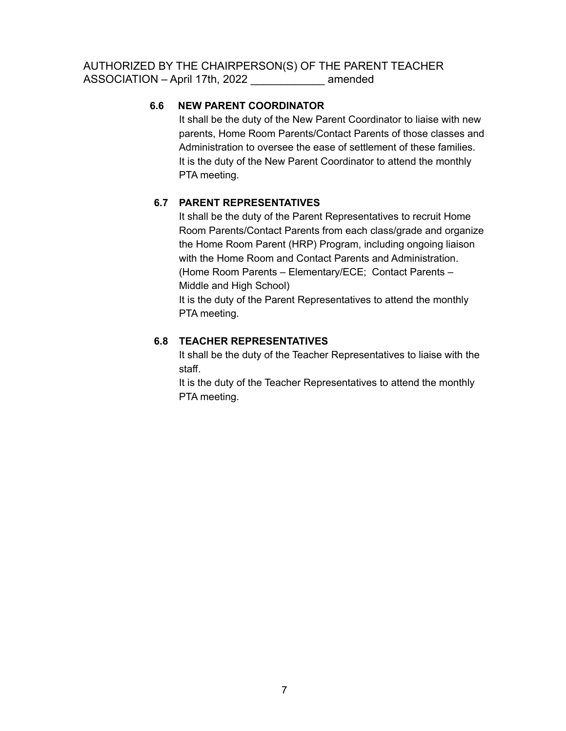AUTHORIZED BY THE CHAIRPERSON(S) OF THE PARENT TEACHER ASSOCIATION – April 17th, 2022 ____________ amended

**6.6 NEW PARENT COORDINATOR**

It shall be the duty of the New Parent Coordinator to liaise with new parents, Home Room Parents/Contact Parents of those classes and Administration to oversee the ease of settlement of these families. It is the duty of the New Parent Coordinator to attend the monthly PTA meeting.

**6.7 PARENT REPRESENTATIVES**

It shall be the duty of the Parent Representatives to recruit Home Room Parents/Contact Parents from each class/grade and organize the Home Room Parent (HRP) Program, including ongoing liaison with the Home Room and Contact Parents and Administration. (Home Room Parents – Elementary/ECE; Contact Parents – Middle and High School)

It is the duty of the Parent Representatives to attend the monthly PTA meeting.

**6.8 TEACHER REPRESENTATIVES**

It shall be the duty of the Teacher Representatives to liaise with the staff.

It is the duty of the Teacher Representatives to attend the monthly PTA meeting.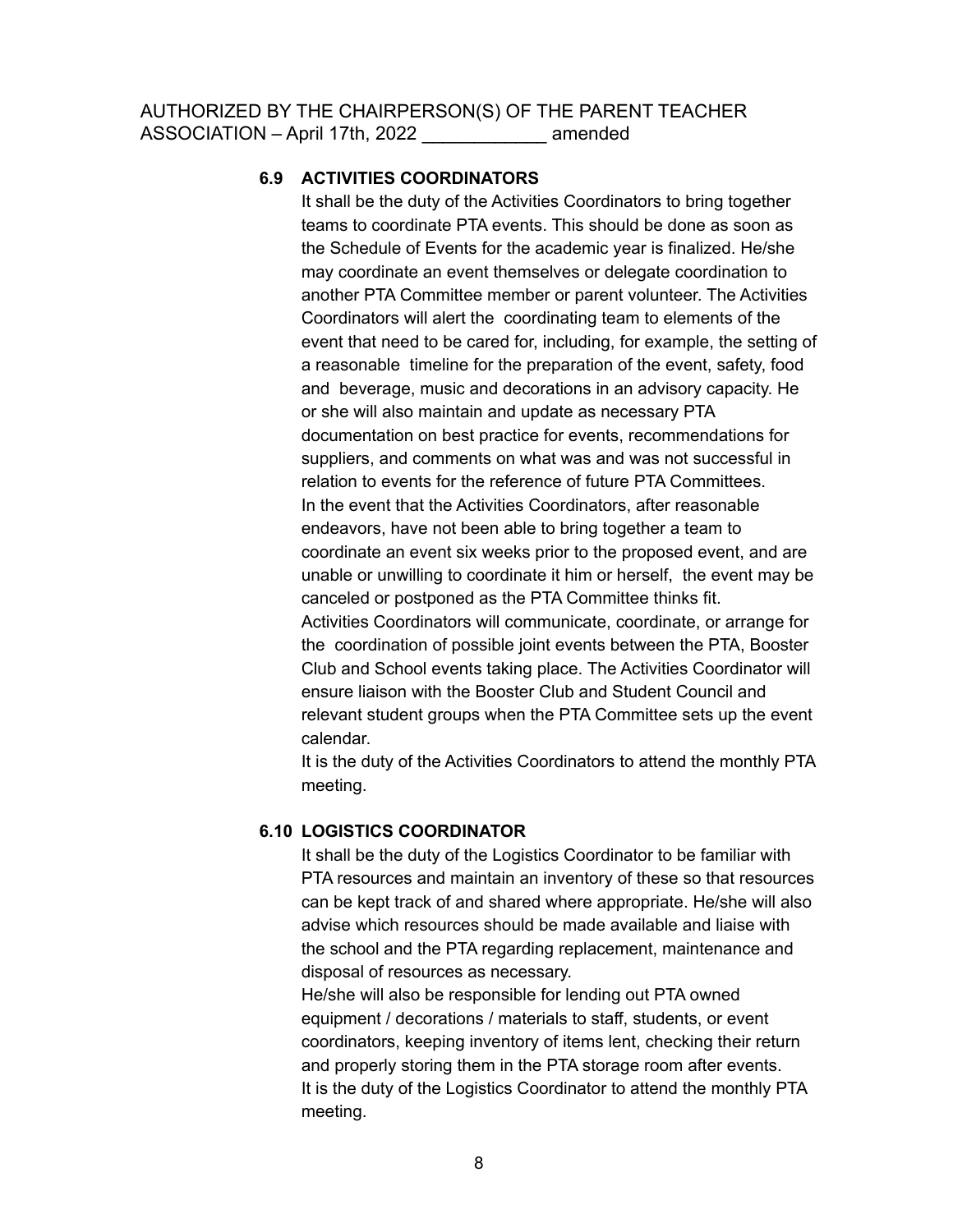AUTHORIZED BY THE CHAIRPERSON(S) OF THE PARENT TEACHER ASSOCIATION – April 17th, 2022 ____________ amended

### 6.9 ACTIVITIES COORDINATORS

It shall be the duty of the Activities Coordinators to bring together teams to coordinate PTA events. This should be done as soon as the Schedule of Events for the academic year is finalized. He/she may coordinate an event themselves or delegate coordination to another PTA Committee member or parent volunteer. The Activities Coordinators will alert the coordinating team to elements of the event that need to be cared for, including, for example, the setting of a reasonable timeline for the preparation of the event, safety, food and beverage, music and decorations in an advisory capacity. He or she will also maintain and update as necessary PTA documentation on best practice for events, recommendations for suppliers, and comments on what was and was not successful in relation to events for the reference of future PTA Committees.

In the event that the Activities Coordinators, after reasonable endeavors, have not been able to bring together a team to coordinate an event six weeks prior to the proposed event, and are unable or unwilling to coordinate it him or herself, the event may be canceled or postponed as the PTA Committee thinks fit.

Activities Coordinators will communicate, coordinate, or arrange for the coordination of possible joint events between the PTA, Booster Club and School events taking place. The Activities Coordinator will ensure liaison with the Booster Club and Student Council and relevant student groups when the PTA Committee sets up the event calendar.

It is the duty of the Activities Coordinators to attend the monthly PTA meeting.

### 6.10 LOGISTICS COORDINATOR

It shall be the duty of the Logistics Coordinator to be familiar with PTA resources and maintain an inventory of these so that resources can be kept track of and shared where appropriate. He/she will also advise which resources should be made available and liaise with the school and the PTA regarding replacement, maintenance and disposal of resources as necessary.

He/she will also be responsible for lending out PTA owned equipment / decorations / materials to staff, students, or event coordinators, keeping inventory of items lent, checking their return and properly storing them in the PTA storage room after events.

It is the duty of the Logistics Coordinator to attend the monthly PTA meeting.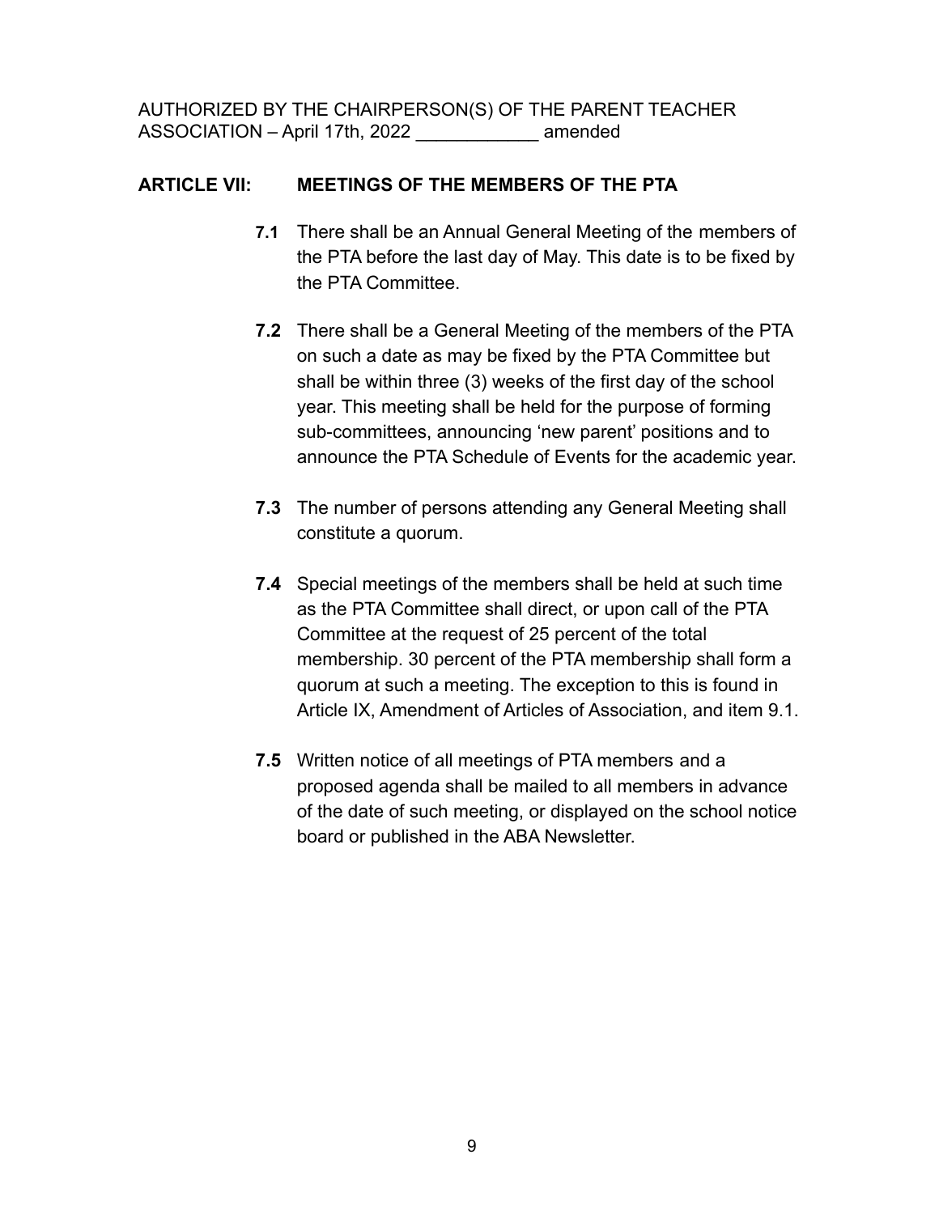AUTHORIZED BY THE CHAIRPERSON(S) OF THE PARENT TEACHER ASSOCIATION – April 17th, 2022 ____________ amended

## ARTICLE VII: MEETINGS OF THE MEMBERS OF THE PTA

**7.1** There shall be an Annual General Meeting of the members of the PTA before the last day of May. This date is to be fixed by the PTA Committee.

**7.2** There shall be a General Meeting of the members of the PTA on such a date as may be fixed by the PTA Committee but shall be within three (3) weeks of the first day of the school year. This meeting shall be held for the purpose of forming sub-committees, announcing 'new parent' positions and to announce the PTA Schedule of Events for the academic year.

**7.3** The number of persons attending any General Meeting shall constitute a quorum.

**7.4** Special meetings of the members shall be held at such time as the PTA Committee shall direct, or upon call of the PTA Committee at the request of 25 percent of the total membership. 30 percent of the PTA membership shall form a quorum at such a meeting. The exception to this is found in Article IX, Amendment of Articles of Association, and item 9.1.

**7.5** Written notice of all meetings of PTA members and a proposed agenda shall be mailed to all members in advance of the date of such meeting, or displayed on the school notice board or published in the ABA Newsletter.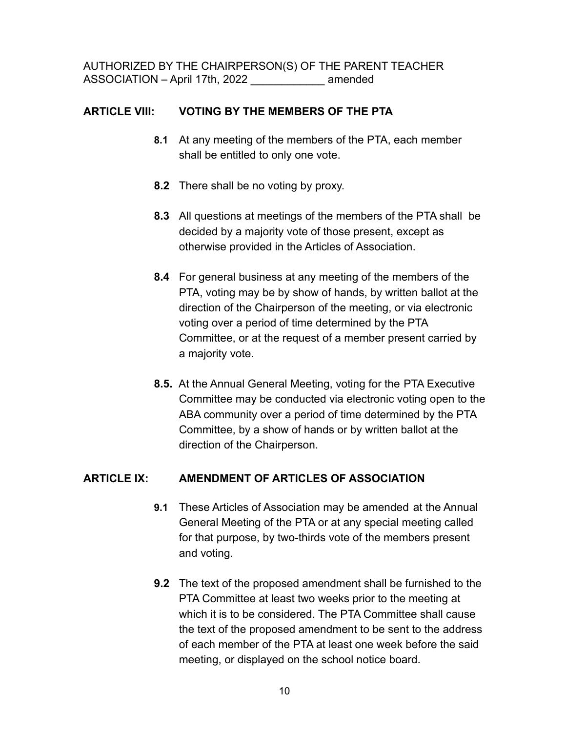AUTHORIZED BY THE CHAIRPERSON(S) OF THE PARENT TEACHER ASSOCIATION – April 17th, 2022 ____________ amended

## ARTICLE VIII: VOTING BY THE MEMBERS OF THE PTA

**8.1** At any meeting of the members of the PTA, each member shall be entitled to only one vote.

**8.2** There shall be no voting by proxy.

**8.3** All questions at meetings of the members of the PTA shall be decided by a majority vote of those present, except as otherwise provided in the Articles of Association.

**8.4** For general business at any meeting of the members of the PTA, voting may be by show of hands, by written ballot at the direction of the Chairperson of the meeting, or via electronic voting over a period of time determined by the PTA Committee, or at the request of a member present carried by a majority vote.

**8.5.** At the Annual General Meeting, voting for the PTA Executive Committee may be conducted via electronic voting open to the ABA community over a period of time determined by the PTA Committee, by a show of hands or by written ballot at the direction of the Chairperson.

## ARTICLE IX: AMENDMENT OF ARTICLES OF ASSOCIATION

**9.1** These Articles of Association may be amended at the Annual General Meeting of the PTA or at any special meeting called for that purpose, by two-thirds vote of the members present and voting.

**9.2** The text of the proposed amendment shall be furnished to the PTA Committee at least two weeks prior to the meeting at which it is to be considered. The PTA Committee shall cause the text of the proposed amendment to be sent to the address of each member of the PTA at least one week before the said meeting, or displayed on the school notice board.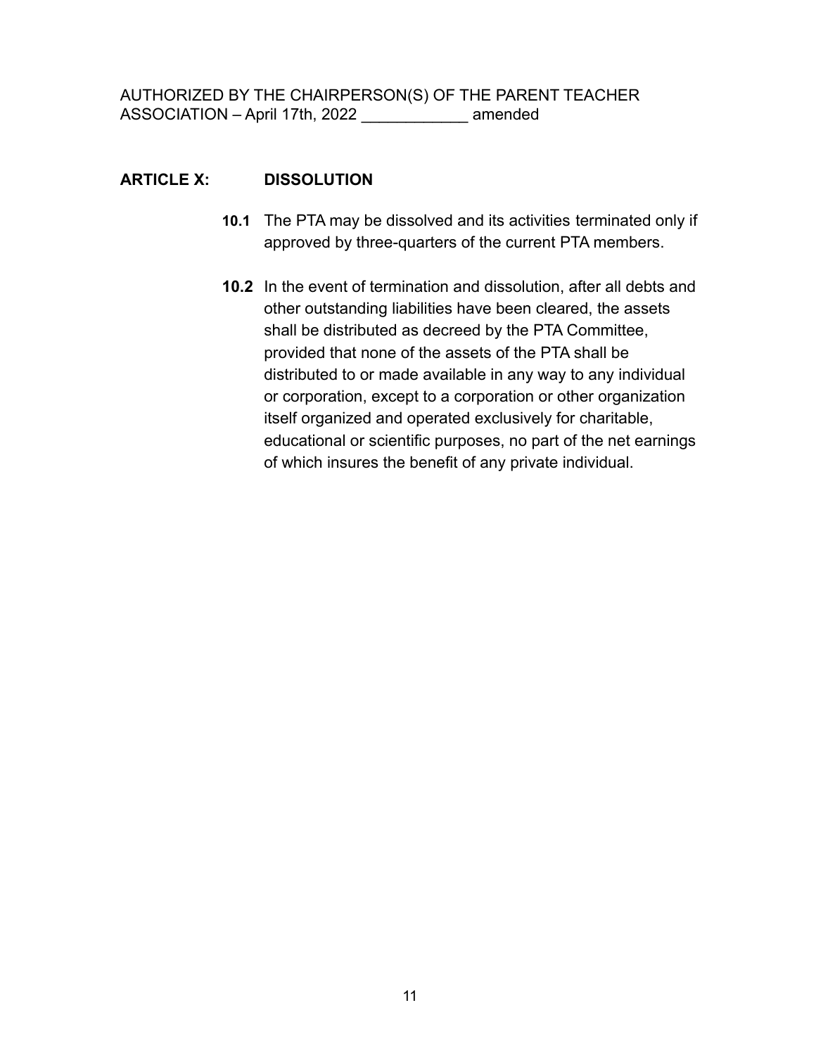AUTHORIZED BY THE CHAIRPERSON(S) OF THE PARENT TEACHER ASSOCIATION – April 17th, 2022 ____________ amended

## ARTICLE X: DISSOLUTION

**10.1** The PTA may be dissolved and its activities terminated only if approved by three-quarters of the current PTA members.

**10.2** In the event of termination and dissolution, after all debts and other outstanding liabilities have been cleared, the assets shall be distributed as decreed by the PTA Committee, provided that none of the assets of the PTA shall be distributed to or made available in any way to any individual or corporation, except to a corporation or other organization itself organized and operated exclusively for charitable, educational or scientific purposes, no part of the net earnings of which insures the benefit of any private individual.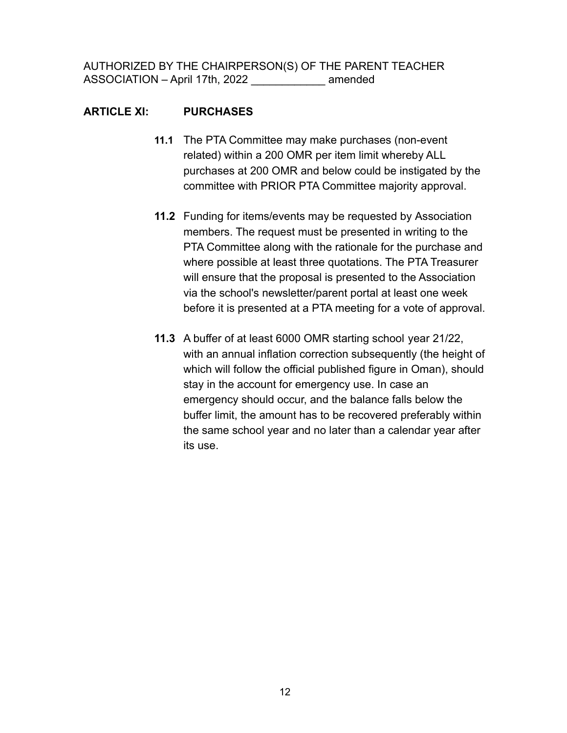AUTHORIZED BY THE CHAIRPERSON(S) OF THE PARENT TEACHER ASSOCIATION – April 17th, 2022 ____________ amended

## ARTICLE XI: PURCHASES

**11.1** The PTA Committee may make purchases (non-event related) within a 200 OMR per item limit whereby ALL purchases at 200 OMR and below could be instigated by the committee with PRIOR PTA Committee majority approval.

**11.2** Funding for items/events may be requested by Association members. The request must be presented in writing to the PTA Committee along with the rationale for the purchase and where possible at least three quotations. The PTA Treasurer will ensure that the proposal is presented to the Association via the school's newsletter/parent portal at least one week before it is presented at a PTA meeting for a vote of approval.

**11.3** A buffer of at least 6000 OMR starting school year 21/22, with an annual inflation correction subsequently (the height of which will follow the official published figure in Oman), should stay in the account for emergency use. In case an emergency should occur, and the balance falls below the buffer limit, the amount has to be recovered preferably within the same school year and no later than a calendar year after its use.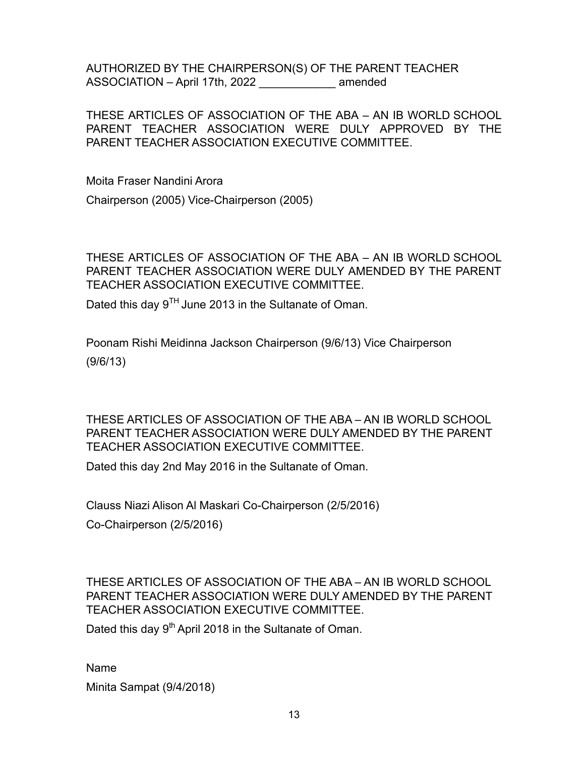AUTHORIZED BY THE CHAIRPERSON(S) OF THE PARENT TEACHER ASSOCIATION – April 17th, 2022 ____________ amended

THESE ARTICLES OF ASSOCIATION OF THE ABA – AN IB WORLD SCHOOL PARENT TEACHER ASSOCIATION WERE DULY APPROVED BY THE PARENT TEACHER ASSOCIATION EXECUTIVE COMMITTEE.

Moita Fraser Nandini Arora

Chairperson (2005) Vice-Chairperson (2005)

THESE ARTICLES OF ASSOCIATION OF THE ABA – AN IB WORLD SCHOOL PARENT TEACHER ASSOCIATION WERE DULY AMENDED BY THE PARENT TEACHER ASSOCIATION EXECUTIVE COMMITTEE.

Dated this day 9TH June 2013 in the Sultanate of Oman.

Poonam Rishi Meidinna Jackson Chairperson (9/6/13) Vice Chairperson (9/6/13)

THESE ARTICLES OF ASSOCIATION OF THE ABA – AN IB WORLD SCHOOL PARENT TEACHER ASSOCIATION WERE DULY AMENDED BY THE PARENT TEACHER ASSOCIATION EXECUTIVE COMMITTEE.

Dated this day 2nd May 2016 in the Sultanate of Oman.

Clauss Niazi Alison Al Maskari Co-Chairperson (2/5/2016)

Co-Chairperson (2/5/2016)

THESE ARTICLES OF ASSOCIATION OF THE ABA – AN IB WORLD SCHOOL PARENT TEACHER ASSOCIATION WERE DULY AMENDED BY THE PARENT TEACHER ASSOCIATION EXECUTIVE COMMITTEE.

Dated this day 9th April 2018 in the Sultanate of Oman.

Name

Minita Sampat (9/4/2018)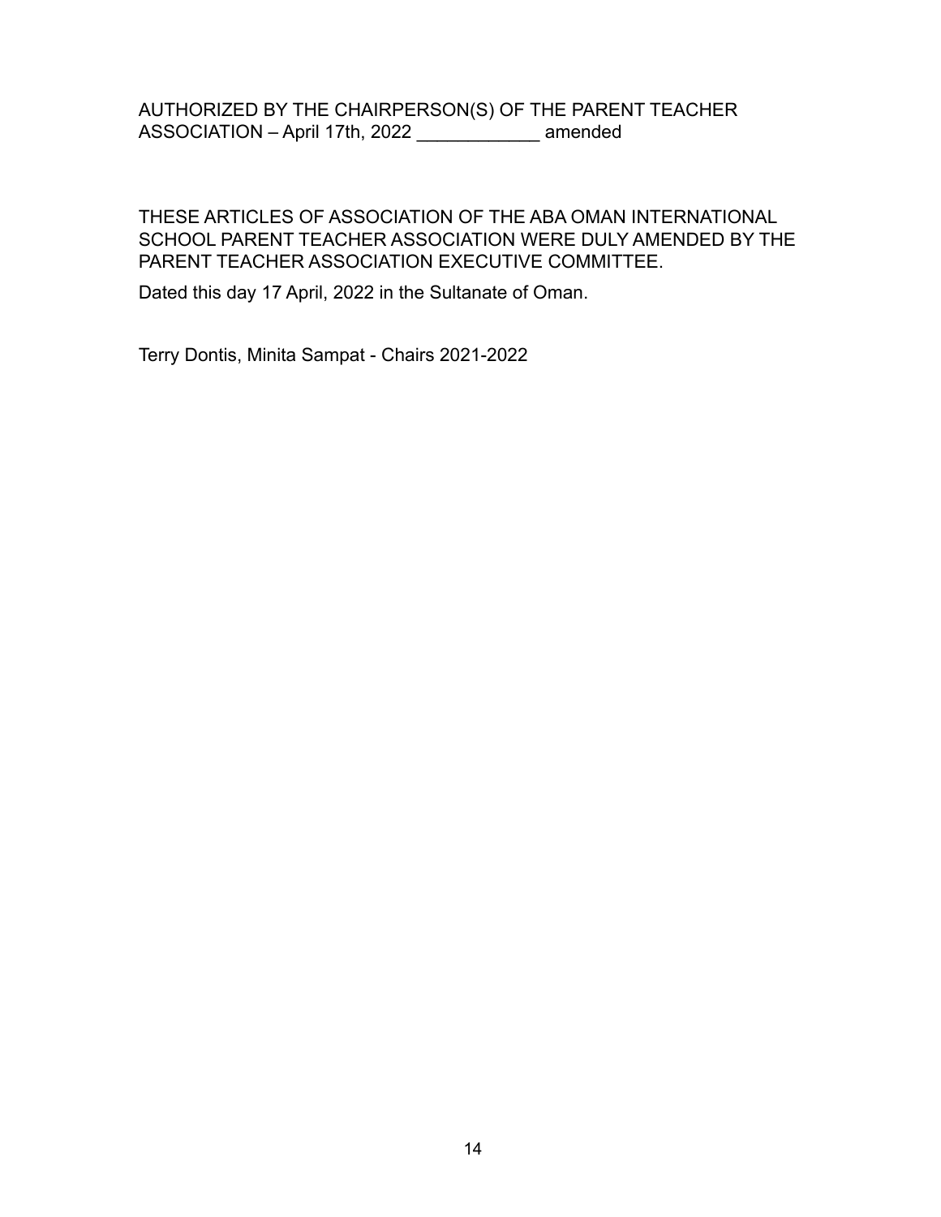AUTHORIZED BY THE CHAIRPERSON(S) OF THE PARENT TEACHER ASSOCIATION – April 17th, 2022 ____________ amended

THESE ARTICLES OF ASSOCIATION OF THE ABA OMAN INTERNATIONAL SCHOOL PARENT TEACHER ASSOCIATION WERE DULY AMENDED BY THE PARENT TEACHER ASSOCIATION EXECUTIVE COMMITTEE.

Dated this day 17 April, 2022 in the Sultanate of Oman.

Terry Dontis, Minita Sampat - Chairs 2021-2022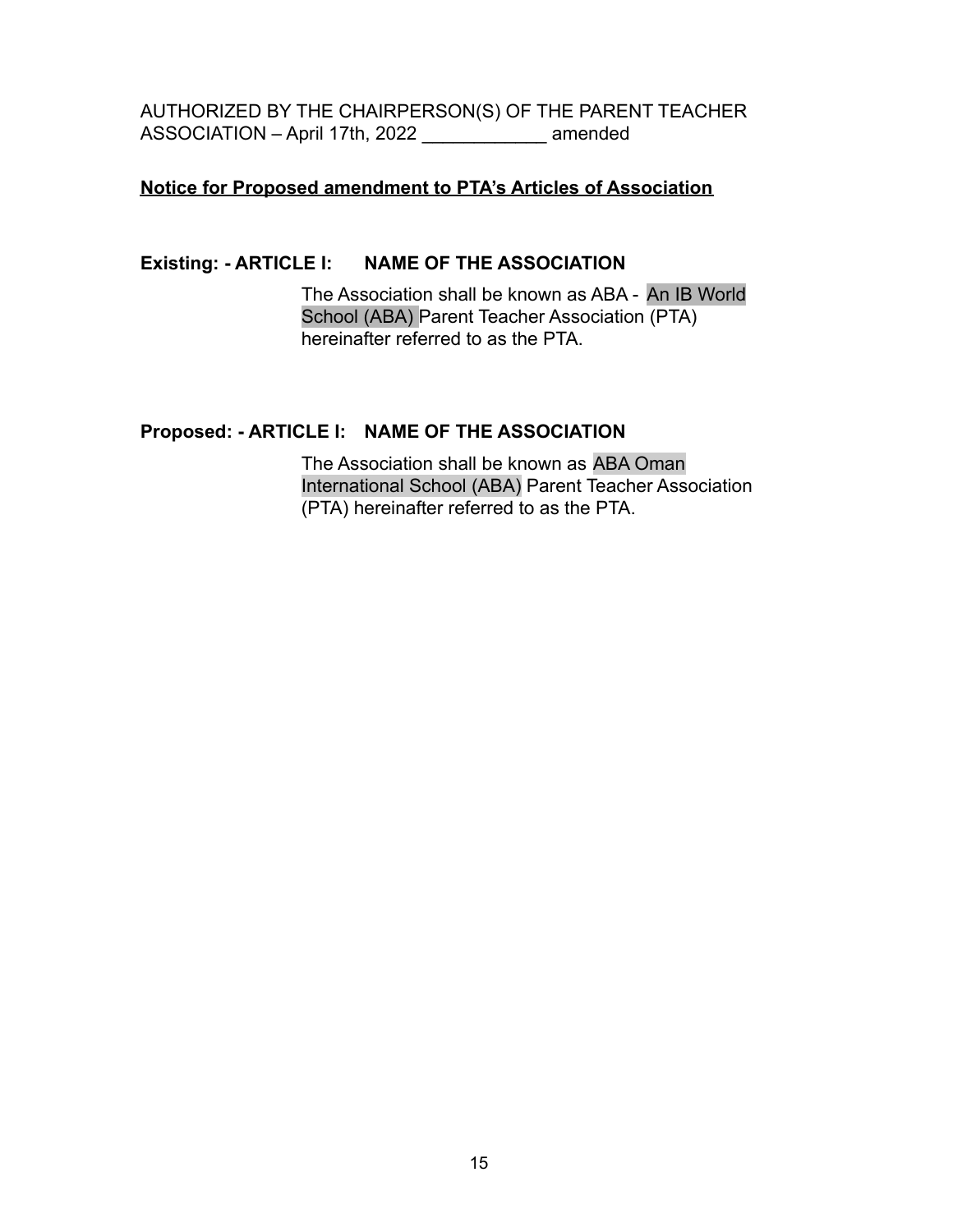AUTHORIZED BY THE CHAIRPERSON(S) OF THE PARENT TEACHER ASSOCIATION – April 17th, 2022 ____________ amended

**<u>Notice for Proposed amendment to PTA's Articles of Association</u>**

**Existing: - ARTICLE I: NAME OF THE ASSOCIATION**

The Association shall be known as ABA - An IB World School (ABA) Parent Teacher Association (PTA) hereinafter referred to as the PTA.

**Proposed: - ARTICLE I: NAME OF THE ASSOCIATION**

The Association shall be known as ABA Oman International School (ABA) Parent Teacher Association (PTA) hereinafter referred to as the PTA.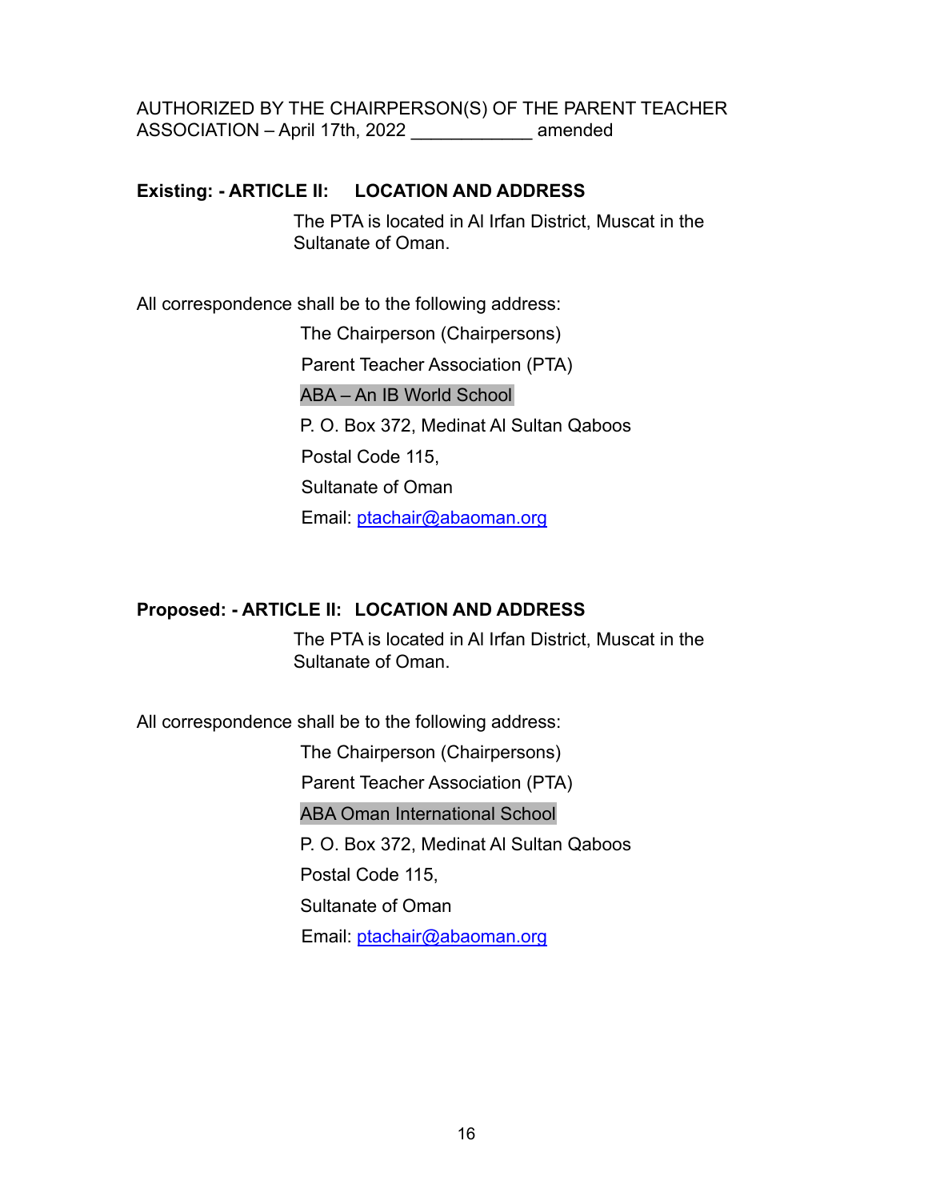AUTHORIZED BY THE CHAIRPERSON(S) OF THE PARENT TEACHER ASSOCIATION – April 17th, 2022 ____________ amended

**Existing: - ARTICLE II: LOCATION AND ADDRESS**

The PTA is located in Al Irfan District, Muscat in the Sultanate of Oman.

All correspondence shall be to the following address:

The Chairperson (Chairpersons)  
Parent Teacher Association (PTA)  
ABA – An IB World School  
P. O. Box 372, Medinat Al Sultan Qaboos  
Postal Code 115,  
Sultanate of Oman  
Email: ptachair@abaoman.org

**Proposed: - ARTICLE II: LOCATION AND ADDRESS**

The PTA is located in Al Irfan District, Muscat in the Sultanate of Oman.

All correspondence shall be to the following address:

The Chairperson (Chairpersons)  
Parent Teacher Association (PTA)  
ABA Oman International School  
P. O. Box 372, Medinat Al Sultan Qaboos  
Postal Code 115,  
Sultanate of Oman  
Email: ptachair@abaoman.org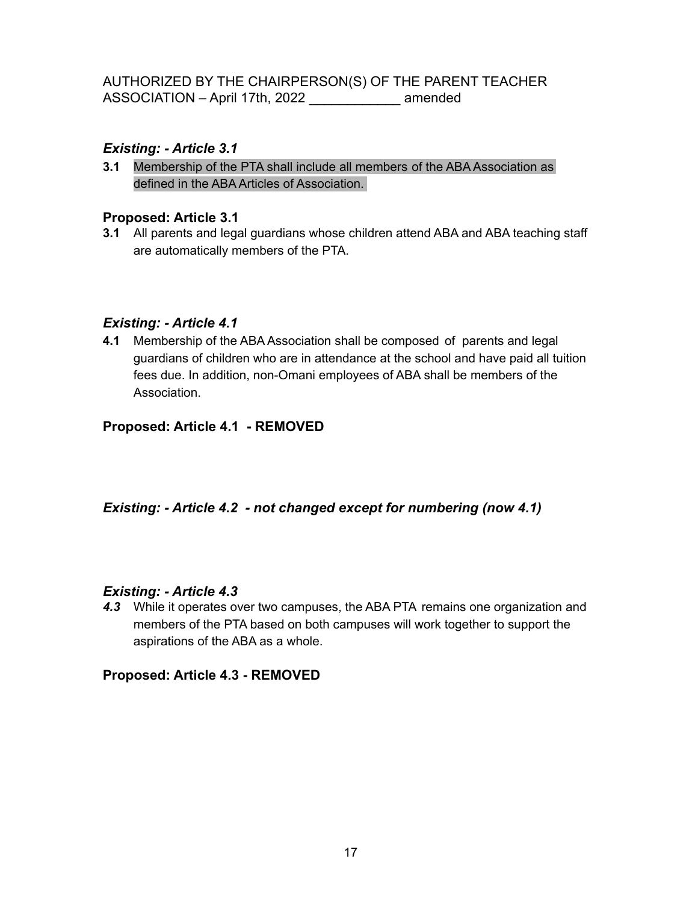AUTHORIZED BY THE CHAIRPERSON(S) OF THE PARENT TEACHER ASSOCIATION – April 17th, 2022 ____________ amended

### *Existing: - Article 3.1*

**3.1** Membership of the PTA shall include all members of the ABA Association as defined in the ABA Articles of Association.

### **Proposed: Article 3.1**

**3.1** All parents and legal guardians whose children attend ABA and ABA teaching staff are automatically members of the PTA.

### *Existing: - Article 4.1*

**4.1** Membership of the ABA Association shall be composed of parents and legal guardians of children who are in attendance at the school and have paid all tuition fees due. In addition, non-Omani employees of ABA shall be members of the Association.

### **Proposed: Article 4.1 - REMOVED**

### *Existing: - Article 4.2 - not changed except for numbering (now 4.1)*

### *Existing: - Article 4.3*

***4.3*** While it operates over two campuses, the ABA PTA remains one organization and members of the PTA based on both campuses will work together to support the aspirations of the ABA as a whole.

### **Proposed: Article 4.3 - REMOVED**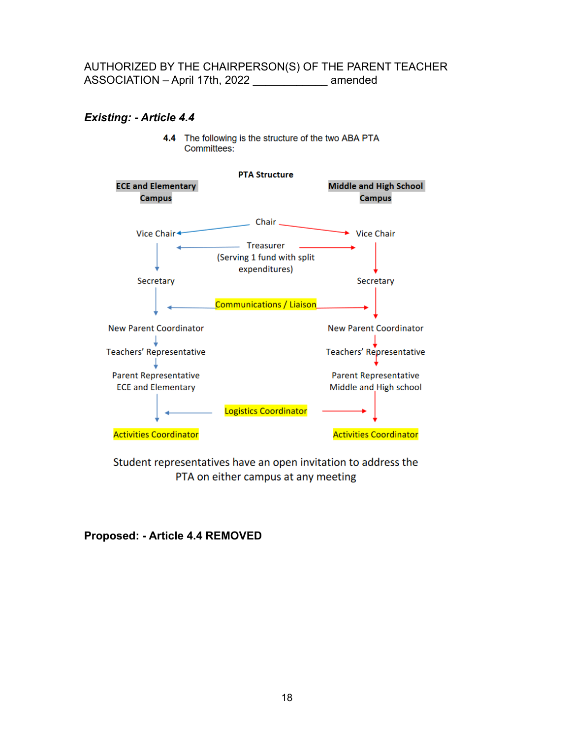AUTHORIZED BY THE CHAIRPERSON(S) OF THE PARENT TEACHER ASSOCIATION – April 17th, 2022 ____________ amended

### *Existing: - Article 4.4*

**4.4** The following is the structure of the two ABA PTA Committees:

**PTA Structure**

**ECE and Elementary Campus**

**Middle and High School Campus**

Chair

Vice Chair

Vice Chair

Treasurer (Serving 1 fund with split expenditures)

Secretary

Secretary

Communications / Liaison

New Parent Coordinator

New Parent Coordinator

Teachers' Representative

Teachers' Representative

Parent Representative ECE and Elementary

Parent Representative Middle and High school

Logistics Coordinator

Activities Coordinator

Activities Coordinator

Student representatives have an open invitation to address the PTA on either campus at any meeting

### Proposed: - Article 4.4 REMOVED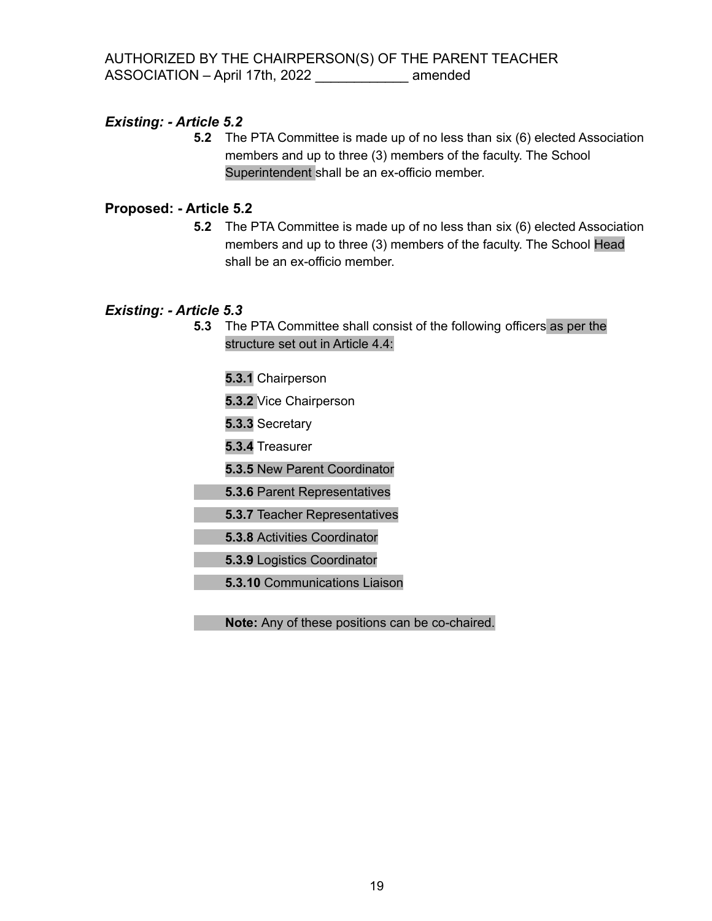AUTHORIZED BY THE CHAIRPERSON(S) OF THE PARENT TEACHER ASSOCIATION – April 17th, 2022 ____________ amended

### ***Existing: - Article 5.2***

**5.2** The PTA Committee is made up of no less than six (6) elected Association members and up to three (3) members of the faculty. The School Superintendent shall be an ex-officio member.

### **Proposed: - Article 5.2**

**5.2** The PTA Committee is made up of no less than six (6) elected Association members and up to three (3) members of the faculty. The School Head shall be an ex-officio member.

### ***Existing: - Article 5.3***

**5.3** The PTA Committee shall consist of the following officers as per the structure set out in Article 4.4:

**5.3.1** Chairperson

**5.3.2** Vice Chairperson

**5.3.3** Secretary

**5.3.4** Treasurer

**5.3.5** New Parent Coordinator

**5.3.6** Parent Representatives

**5.3.7** Teacher Representatives

**5.3.8** Activities Coordinator

**5.3.9** Logistics Coordinator

**5.3.10** Communications Liaison

**Note:** Any of these positions can be co-chaired.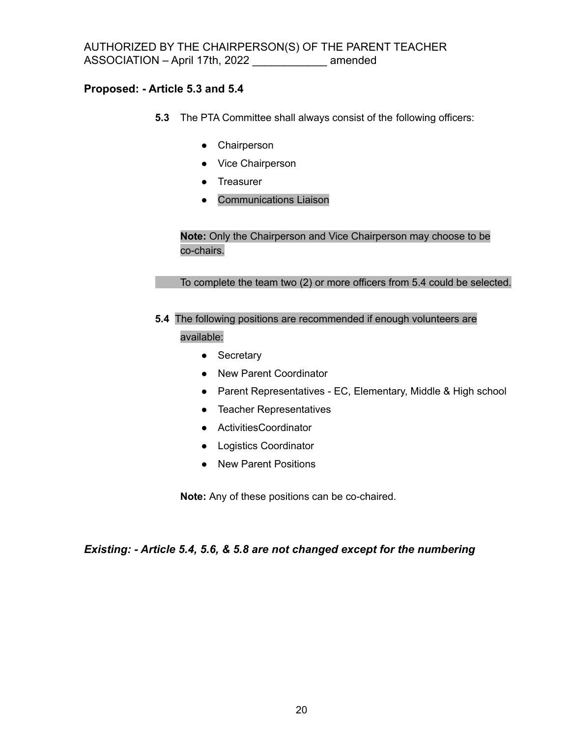AUTHORIZED BY THE CHAIRPERSON(S) OF THE PARENT TEACHER ASSOCIATION – April 17th, 2022 ____________ amended

**Proposed: - Article 5.3 and 5.4**

**5.3** The PTA Committee shall always consist of the following officers:

- Chairperson
- Vice Chairperson
- Treasurer
- Communications Liaison

**Note:** Only the Chairperson and Vice Chairperson may choose to be co-chairs.

To complete the team two (2) or more officers from 5.4 could be selected.

**5.4** The following positions are recommended if enough volunteers are available:

- Secretary
- New Parent Coordinator
- Parent Representatives - EC, Elementary, Middle & High school
- Teacher Representatives
- ActivitiesCoordinator
- Logistics Coordinator
- New Parent Positions

**Note:** Any of these positions can be co-chaired.

***Existing: - Article 5.4, 5.6, & 5.8 are not changed except for the numbering***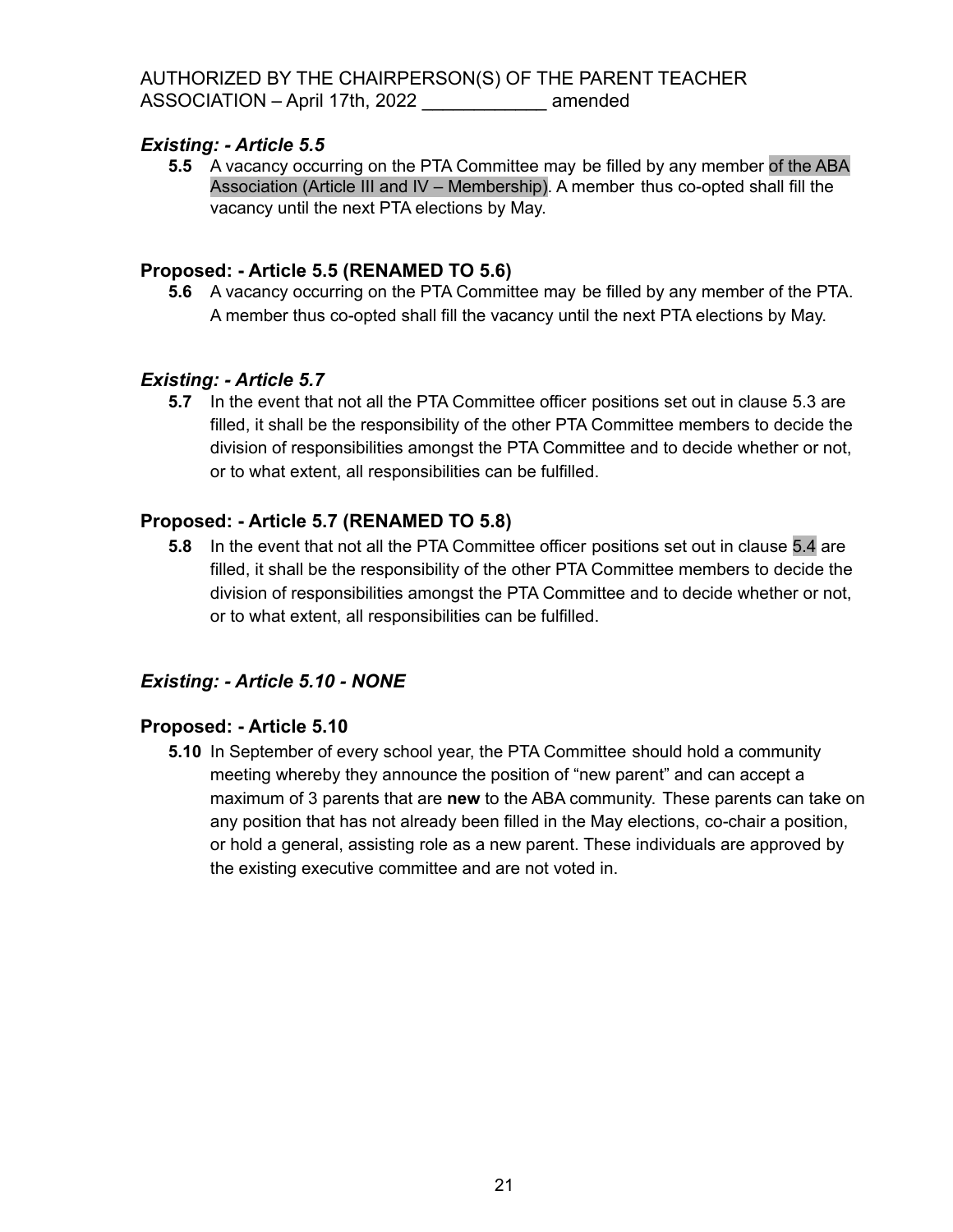AUTHORIZED BY THE CHAIRPERSON(S) OF THE PARENT TEACHER ASSOCIATION – April 17th, 2022 ____________ amended

### *Existing: - Article 5.5*

**5.5** A vacancy occurring on the PTA Committee may be filled by any member of the ABA Association (Article III and IV – Membership). A member thus co-opted shall fill the vacancy until the next PTA elections by May.

### Proposed: - Article 5.5 (RENAMED TO 5.6)

**5.6** A vacancy occurring on the PTA Committee may be filled by any member of the PTA. A member thus co-opted shall fill the vacancy until the next PTA elections by May.

### *Existing: - Article 5.7*

**5.7** In the event that not all the PTA Committee officer positions set out in clause 5.3 are filled, it shall be the responsibility of the other PTA Committee members to decide the division of responsibilities amongst the PTA Committee and to decide whether or not, or to what extent, all responsibilities can be fulfilled.

### Proposed: - Article 5.7 (RENAMED TO 5.8)

**5.8** In the event that not all the PTA Committee officer positions set out in clause 5.4 are filled, it shall be the responsibility of the other PTA Committee members to decide the division of responsibilities amongst the PTA Committee and to decide whether or not, or to what extent, all responsibilities can be fulfilled.

### *Existing: - Article 5.10 - NONE*

### Proposed: - Article 5.10

**5.10** In September of every school year, the PTA Committee should hold a community meeting whereby they announce the position of "new parent" and can accept a maximum of 3 parents that are **new** to the ABA community. These parents can take on any position that has not already been filled in the May elections, co-chair a position, or hold a general, assisting role as a new parent. These individuals are approved by the existing executive committee and are not voted in.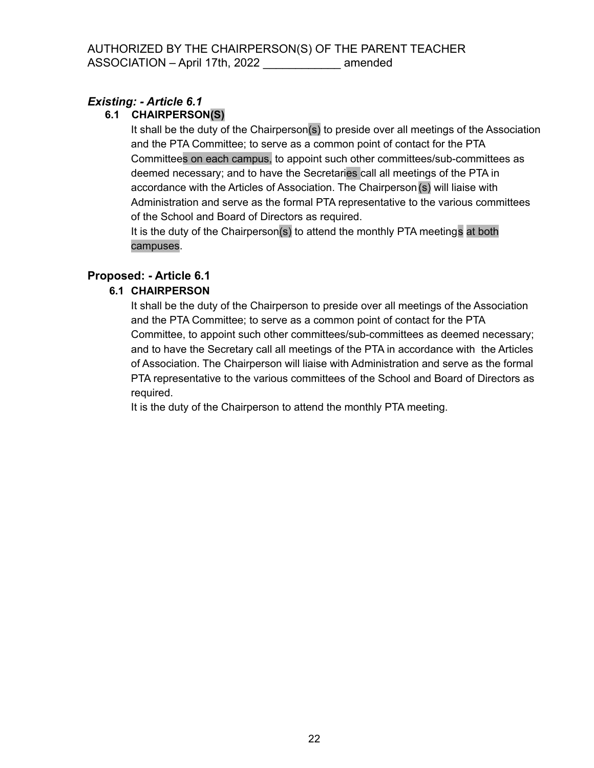AUTHORIZED BY THE CHAIRPERSON(S) OF THE PARENT TEACHER ASSOCIATION – April 17th, 2022 ____________ amended

### *Existing: - Article 6.1*

**6.1 CHAIRPERSON(S)**

It shall be the duty of the Chairperson(s) to preside over all meetings of the Association and the PTA Committee; to serve as a common point of contact for the PTA Committees on each campus, to appoint such other committees/sub-committees as deemed necessary; and to have the Secretaries call all meetings of the PTA in accordance with the Articles of Association. The Chairperson(s) will liaise with Administration and serve as the formal PTA representative to the various committees of the School and Board of Directors as required.

It is the duty of the Chairperson(s) to attend the monthly PTA meetings at both campuses.

### Proposed: - Article 6.1

**6.1 CHAIRPERSON**

It shall be the duty of the Chairperson to preside over all meetings of the Association and the PTA Committee; to serve as a common point of contact for the PTA Committee, to appoint such other committees/sub-committees as deemed necessary; and to have the Secretary call all meetings of the PTA in accordance with the Articles of Association. The Chairperson will liaise with Administration and serve as the formal PTA representative to the various committees of the School and Board of Directors as required.

It is the duty of the Chairperson to attend the monthly PTA meeting.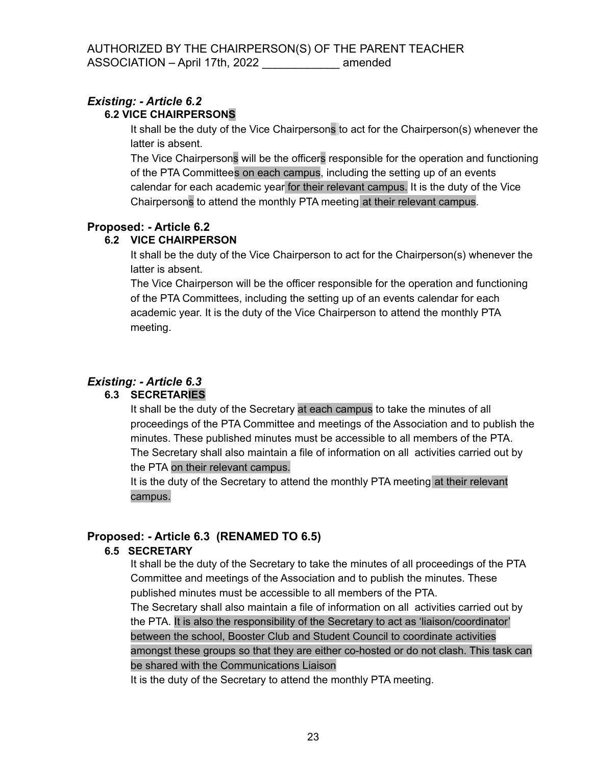AUTHORIZED BY THE CHAIRPERSON(S) OF THE PARENT TEACHER ASSOCIATION – April 17th, 2022 ____________ amended

### *Existing: - Article 6.2*

**6.2 VICE CHAIRPERSONS**

It shall be the duty of the Vice Chairpersons to act for the Chairperson(s) whenever the latter is absent.

The Vice Chairpersons will be the officers responsible for the operation and functioning of the PTA Committees on each campus, including the setting up of an events calendar for each academic year for their relevant campus. It is the duty of the Vice Chairpersons to attend the monthly PTA meeting at their relevant campus.

### Proposed: - Article 6.2

**6.2 VICE CHAIRPERSON**

It shall be the duty of the Vice Chairperson to act for the Chairperson(s) whenever the latter is absent.

The Vice Chairperson will be the officer responsible for the operation and functioning of the PTA Committees, including the setting up of an events calendar for each academic year. It is the duty of the Vice Chairperson to attend the monthly PTA meeting.

### *Existing: - Article 6.3*

**6.3 SECRETARIES**

It shall be the duty of the Secretary at each campus to take the minutes of all proceedings of the PTA Committee and meetings of the Association and to publish the minutes. These published minutes must be accessible to all members of the PTA.

The Secretary shall also maintain a file of information on all activities carried out by the PTA on their relevant campus.

It is the duty of the Secretary to attend the monthly PTA meeting at their relevant campus.

### Proposed: - Article 6.3 (RENAMED TO 6.5)

**6.5 SECRETARY**

It shall be the duty of the Secretary to take the minutes of all proceedings of the PTA Committee and meetings of the Association and to publish the minutes. These published minutes must be accessible to all members of the PTA.

The Secretary shall also maintain a file of information on all activities carried out by the PTA. It is also the responsibility of the Secretary to act as 'liaison/coordinator' between the school, Booster Club and Student Council to coordinate activities amongst these groups so that they are either co-hosted or do not clash. This task can be shared with the Communications Liaison

It is the duty of the Secretary to attend the monthly PTA meeting.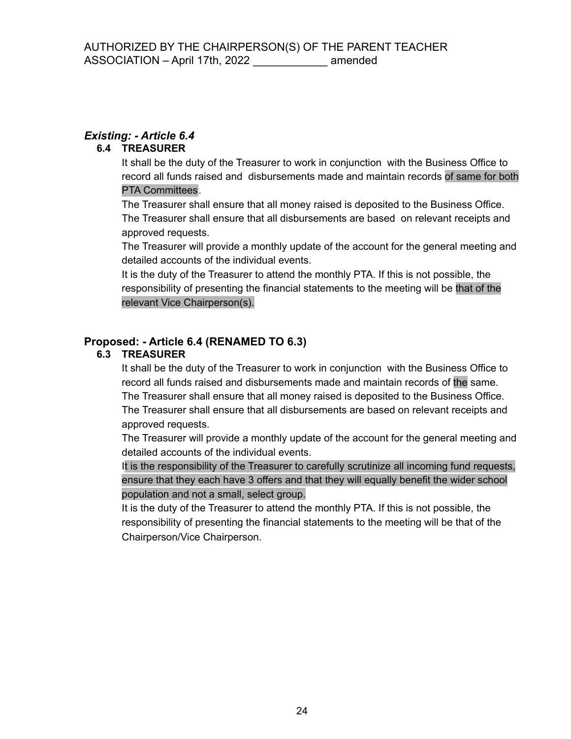AUTHORIZED BY THE CHAIRPERSON(S) OF THE PARENT TEACHER ASSOCIATION – April 17th, 2022 ____________ amended

### *Existing: - Article 6.4*

**6.4 TREASURER**

It shall be the duty of the Treasurer to work in conjunction with the Business Office to record all funds raised and disbursements made and maintain records of same for both PTA Committees.

The Treasurer shall ensure that all money raised is deposited to the Business Office.

The Treasurer shall ensure that all disbursements are based on relevant receipts and approved requests.

The Treasurer will provide a monthly update of the account for the general meeting and detailed accounts of the individual events.

It is the duty of the Treasurer to attend the monthly PTA. If this is not possible, the responsibility of presenting the financial statements to the meeting will be that of the relevant Vice Chairperson(s).

### Proposed: - Article 6.4 (RENAMED TO 6.3)

**6.3 TREASURER**

It shall be the duty of the Treasurer to work in conjunction with the Business Office to record all funds raised and disbursements made and maintain records of the same.

The Treasurer shall ensure that all money raised is deposited to the Business Office.

The Treasurer shall ensure that all disbursements are based on relevant receipts and approved requests.

The Treasurer will provide a monthly update of the account for the general meeting and detailed accounts of the individual events.

It is the responsibility of the Treasurer to carefully scrutinize all incoming fund requests, ensure that they each have 3 offers and that they will equally benefit the wider school population and not a small, select group.

It is the duty of the Treasurer to attend the monthly PTA. If this is not possible, the responsibility of presenting the financial statements to the meeting will be that of the Chairperson/Vice Chairperson.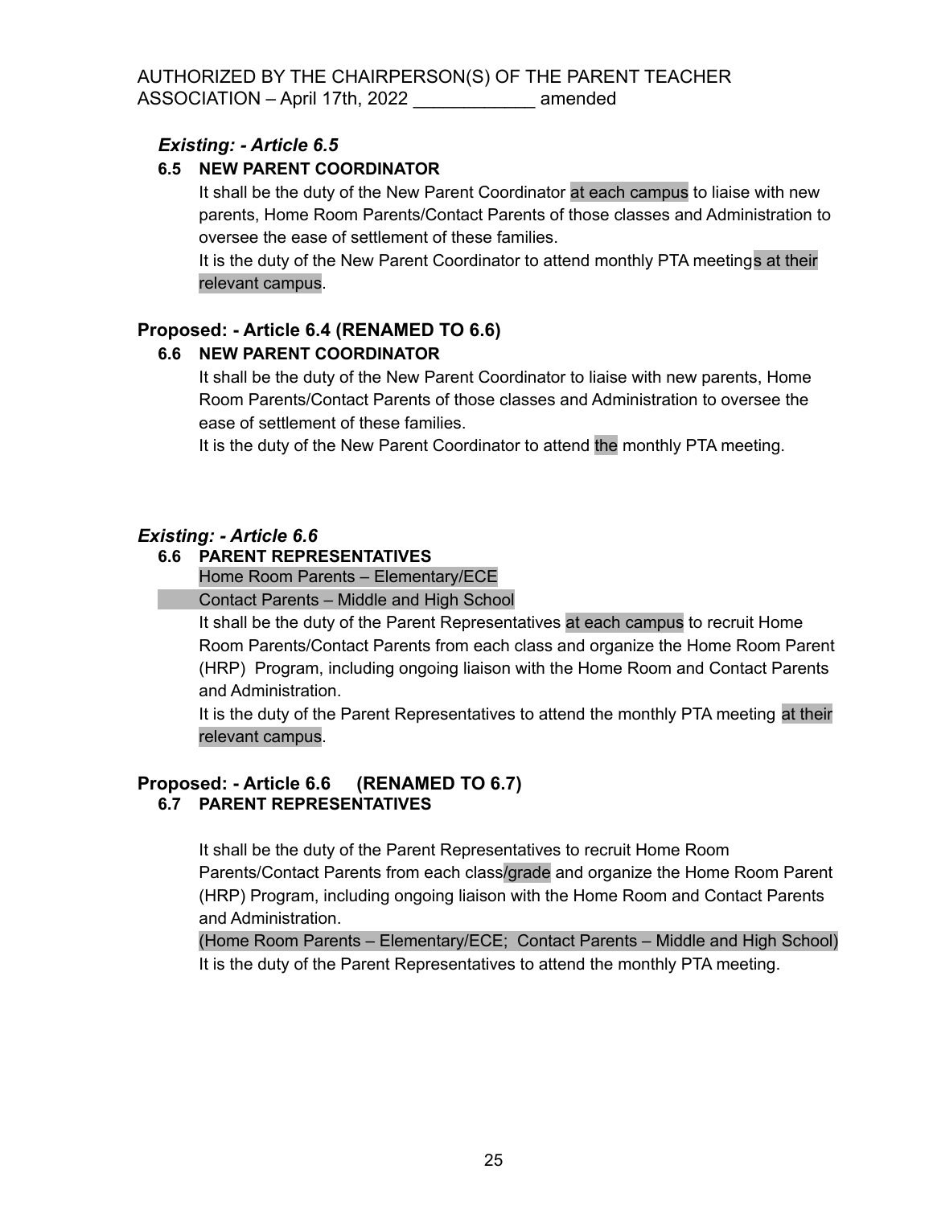AUTHORIZED BY THE CHAIRPERSON(S) OF THE PARENT TEACHER ASSOCIATION – April 17th, 2022 ____________ amended

### *Existing: - Article 6.5*

**6.5 NEW PARENT COORDINATOR**

It shall be the duty of the New Parent Coordinator at each campus to liaise with new parents, Home Room Parents/Contact Parents of those classes and Administration to oversee the ease of settlement of these families.

It is the duty of the New Parent Coordinator to attend monthly PTA meetings at their relevant campus.

### Proposed: - Article 6.4 (RENAMED TO 6.6)

**6.6 NEW PARENT COORDINATOR**

It shall be the duty of the New Parent Coordinator to liaise with new parents, Home Room Parents/Contact Parents of those classes and Administration to oversee the ease of settlement of these families.

It is the duty of the New Parent Coordinator to attend the monthly PTA meeting.

### *Existing: - Article 6.6*

**6.6 PARENT REPRESENTATIVES**

Home Room Parents – Elementary/ECE

Contact Parents – Middle and High School

It shall be the duty of the Parent Representatives at each campus to recruit Home Room Parents/Contact Parents from each class and organize the Home Room Parent (HRP) Program, including ongoing liaison with the Home Room and Contact Parents and Administration.

It is the duty of the Parent Representatives to attend the monthly PTA meeting at their relevant campus.

### Proposed: - Article 6.6 (RENAMED TO 6.7)

**6.7 PARENT REPRESENTATIVES**

It shall be the duty of the Parent Representatives to recruit Home Room Parents/Contact Parents from each class/grade and organize the Home Room Parent (HRP) Program, including ongoing liaison with the Home Room and Contact Parents and Administration.

(Home Room Parents – Elementary/ECE; Contact Parents – Middle and High School)

It is the duty of the Parent Representatives to attend the monthly PTA meeting.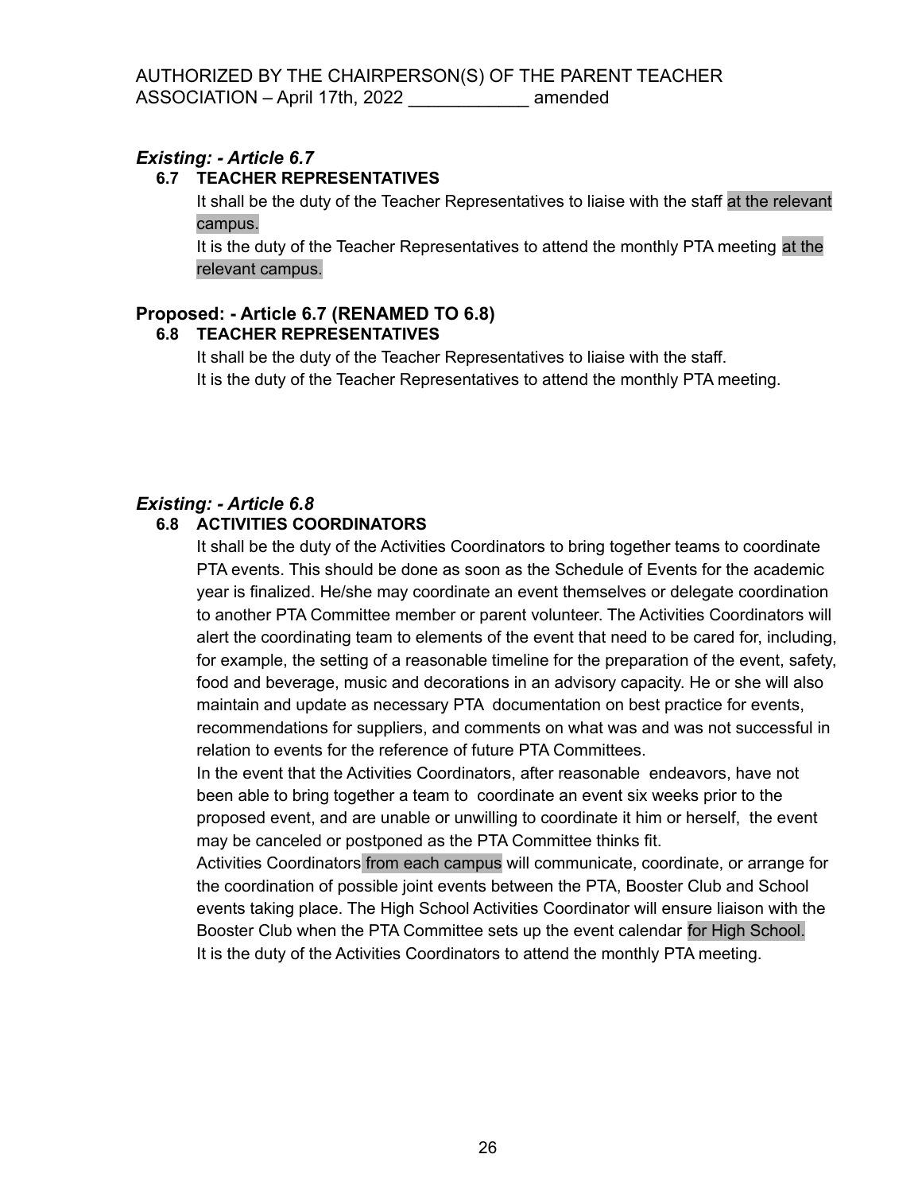AUTHORIZED BY THE CHAIRPERSON(S) OF THE PARENT TEACHER ASSOCIATION – April 17th, 2022 ____________ amended

### *Existing: - Article 6.7*

**6.7 TEACHER REPRESENTATIVES**

It shall be the duty of the Teacher Representatives to liaise with the staff at the relevant campus.

It is the duty of the Teacher Representatives to attend the monthly PTA meeting at the relevant campus.

### Proposed: - Article 6.7 (RENAMED TO 6.8)

**6.8 TEACHER REPRESENTATIVES**

It shall be the duty of the Teacher Representatives to liaise with the staff.

It is the duty of the Teacher Representatives to attend the monthly PTA meeting.

### *Existing: - Article 6.8*

**6.8 ACTIVITIES COORDINATORS**

It shall be the duty of the Activities Coordinators to bring together teams to coordinate PTA events. This should be done as soon as the Schedule of Events for the academic year is finalized. He/she may coordinate an event themselves or delegate coordination to another PTA Committee member or parent volunteer. The Activities Coordinators will alert the coordinating team to elements of the event that need to be cared for, including, for example, the setting of a reasonable timeline for the preparation of the event, safety, food and beverage, music and decorations in an advisory capacity. He or she will also maintain and update as necessary PTA documentation on best practice for events, recommendations for suppliers, and comments on what was and was not successful in relation to events for the reference of future PTA Committees.

In the event that the Activities Coordinators, after reasonable endeavors, have not been able to bring together a team to coordinate an event six weeks prior to the proposed event, and are unable or unwilling to coordinate it him or herself, the event may be canceled or postponed as the PTA Committee thinks fit.

Activities Coordinators from each campus will communicate, coordinate, or arrange for the coordination of possible joint events between the PTA, Booster Club and School events taking place. The High School Activities Coordinator will ensure liaison with the Booster Club when the PTA Committee sets up the event calendar for High School.

It is the duty of the Activities Coordinators to attend the monthly PTA meeting.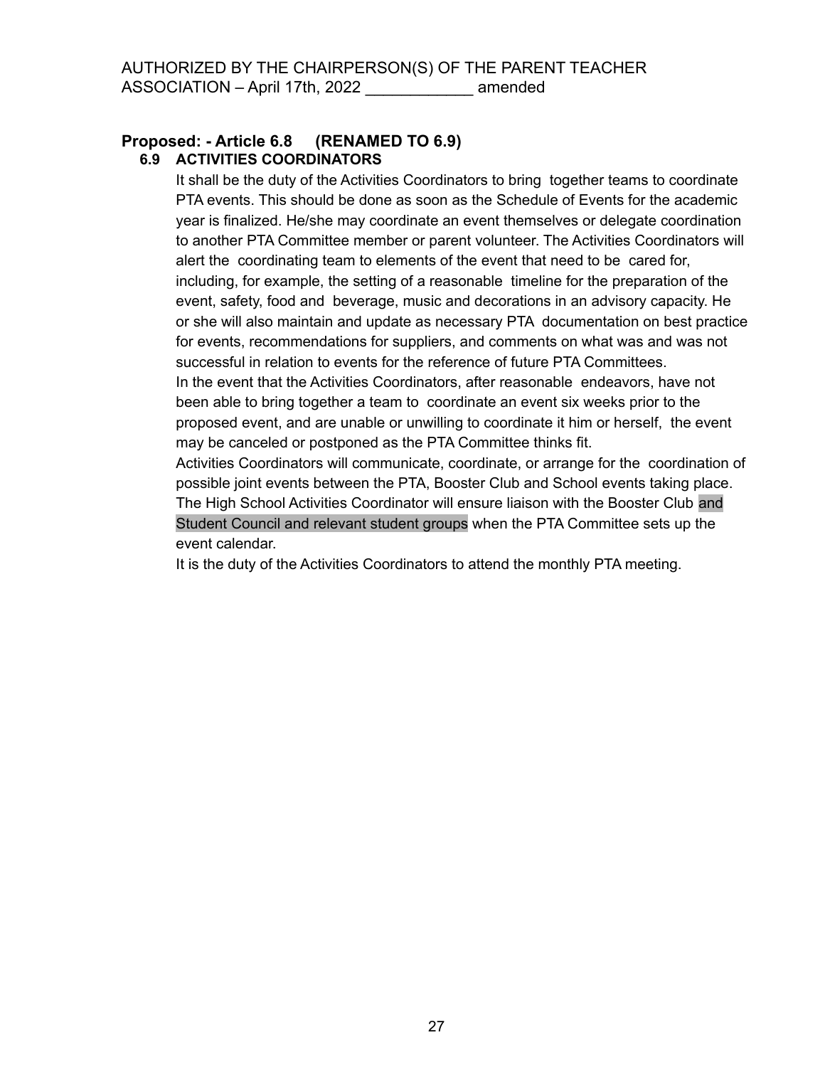AUTHORIZED BY THE CHAIRPERSON(S) OF THE PARENT TEACHER ASSOCIATION – April 17th, 2022 ____________ amended

**Proposed: - Article 6.8 (RENAMED TO 6.9)**

**6.9 ACTIVITIES COORDINATORS**

It shall be the duty of the Activities Coordinators to bring together teams to coordinate PTA events. This should be done as soon as the Schedule of Events for the academic year is finalized. He/she may coordinate an event themselves or delegate coordination to another PTA Committee member or parent volunteer. The Activities Coordinators will alert the coordinating team to elements of the event that need to be cared for, including, for example, the setting of a reasonable timeline for the preparation of the event, safety, food and beverage, music and decorations in an advisory capacity. He or she will also maintain and update as necessary PTA documentation on best practice for events, recommendations for suppliers, and comments on what was and was not successful in relation to events for the reference of future PTA Committees.

In the event that the Activities Coordinators, after reasonable endeavors, have not been able to bring together a team to coordinate an event six weeks prior to the proposed event, and are unable or unwilling to coordinate it him or herself, the event may be canceled or postponed as the PTA Committee thinks fit.

Activities Coordinators will communicate, coordinate, or arrange for the coordination of possible joint events between the PTA, Booster Club and School events taking place. The High School Activities Coordinator will ensure liaison with the Booster Club and Student Council and relevant student groups when the PTA Committee sets up the event calendar.

It is the duty of the Activities Coordinators to attend the monthly PTA meeting.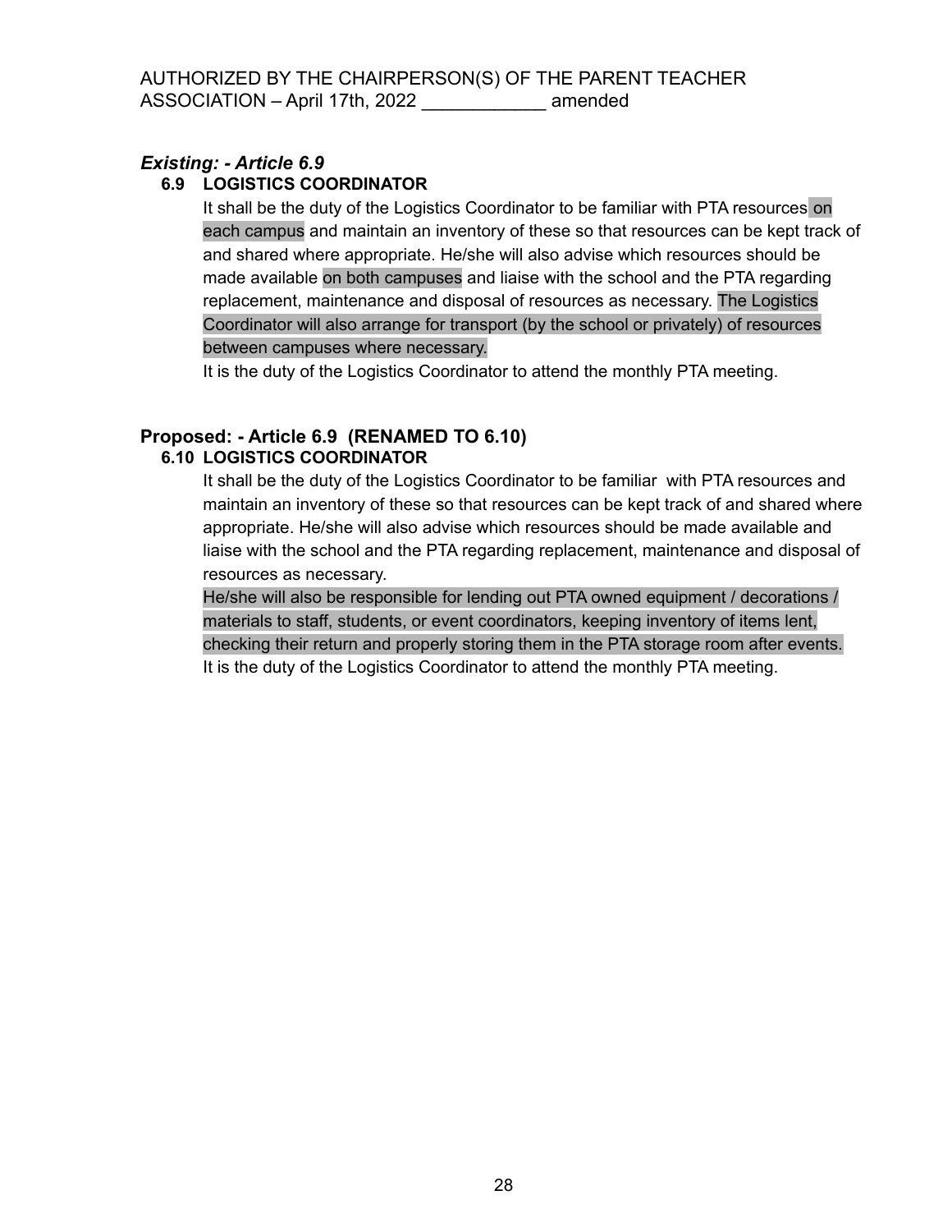AUTHORIZED BY THE CHAIRPERSON(S) OF THE PARENT TEACHER ASSOCIATION – April 17th, 2022 ____________ amended

### *Existing: - Article 6.9*

**6.9 LOGISTICS COORDINATOR**

It shall be the duty of the Logistics Coordinator to be familiar with PTA resources on each campus and maintain an inventory of these so that resources can be kept track of and shared where appropriate. He/she will also advise which resources should be made available on both campuses and liaise with the school and the PTA regarding replacement, maintenance and disposal of resources as necessary. The Logistics Coordinator will also arrange for transport (by the school or privately) of resources between campuses where necessary.

It is the duty of the Logistics Coordinator to attend the monthly PTA meeting.

### Proposed: - Article 6.9 (RENAMED TO 6.10)

**6.10 LOGISTICS COORDINATOR**

It shall be the duty of the Logistics Coordinator to be familiar with PTA resources and maintain an inventory of these so that resources can be kept track of and shared where appropriate. He/she will also advise which resources should be made available and liaise with the school and the PTA regarding replacement, maintenance and disposal of resources as necessary.

He/she will also be responsible for lending out PTA owned equipment / decorations / materials to staff, students, or event coordinators, keeping inventory of items lent, checking their return and properly storing them in the PTA storage room after events.

It is the duty of the Logistics Coordinator to attend the monthly PTA meeting.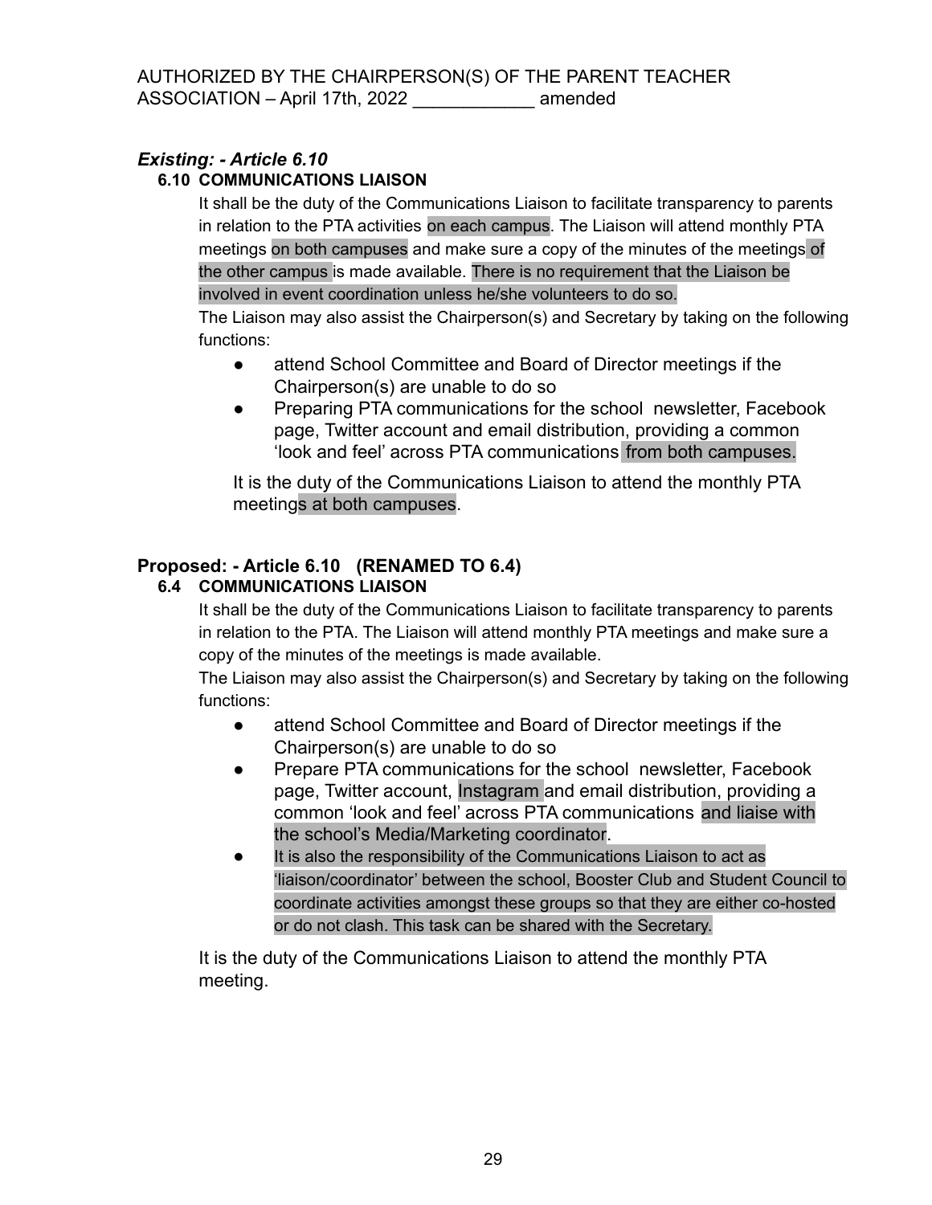AUTHORIZED BY THE CHAIRPERSON(S) OF THE PARENT TEACHER ASSOCIATION – April 17th, 2022 ____________ amended

***Existing: - Article 6.10***

**6.10 COMMUNICATIONS LIAISON**

It shall be the duty of the Communications Liaison to facilitate transparency to parents in relation to the PTA activities on each campus. The Liaison will attend monthly PTA meetings on both campuses and make sure a copy of the minutes of the meetings of the other campus is made available. There is no requirement that the Liaison be involved in event coordination unless he/she volunteers to do so.

The Liaison may also assist the Chairperson(s) and Secretary by taking on the following functions:

- attend School Committee and Board of Director meetings if the Chairperson(s) are unable to do so
- Preparing PTA communications for the school newsletter, Facebook page, Twitter account and email distribution, providing a common 'look and feel' across PTA communications from both campuses.

It is the duty of the Communications Liaison to attend the monthly PTA meetings at both campuses.

**Proposed: - Article 6.10 (RENAMED TO 6.4)**

**6.4 COMMUNICATIONS LIAISON**

It shall be the duty of the Communications Liaison to facilitate transparency to parents in relation to the PTA. The Liaison will attend monthly PTA meetings and make sure a copy of the minutes of the meetings is made available.

The Liaison may also assist the Chairperson(s) and Secretary by taking on the following functions:

- attend School Committee and Board of Director meetings if the Chairperson(s) are unable to do so
- Prepare PTA communications for the school newsletter, Facebook page, Twitter account, Instagram and email distribution, providing a common 'look and feel' across PTA communications and liaise with the school's Media/Marketing coordinator.
- It is also the responsibility of the Communications Liaison to act as 'liaison/coordinator' between the school, Booster Club and Student Council to coordinate activities amongst these groups so that they are either co-hosted or do not clash. This task can be shared with the Secretary.

It is the duty of the Communications Liaison to attend the monthly PTA meeting.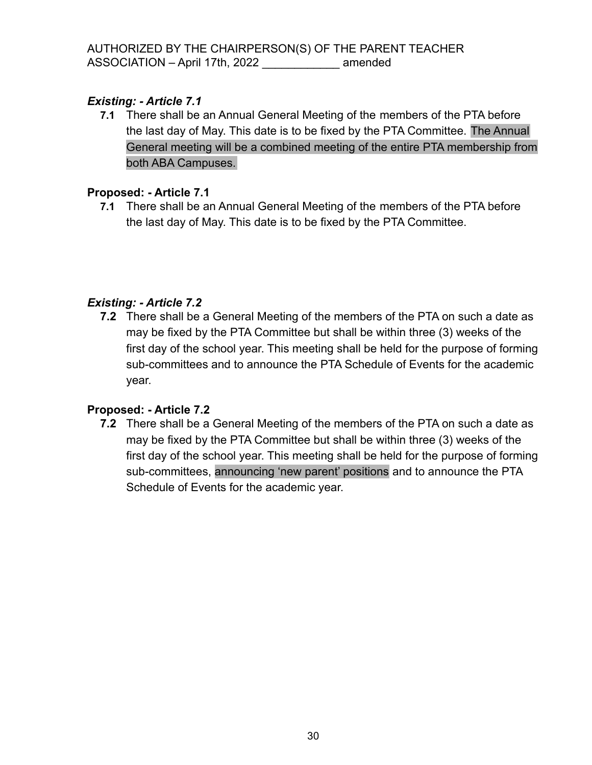AUTHORIZED BY THE CHAIRPERSON(S) OF THE PARENT TEACHER ASSOCIATION – April 17th, 2022 ____________ amended

***Existing: - Article 7.1***

**7.1** There shall be an Annual General Meeting of the members of the PTA before the last day of May. This date is to be fixed by the PTA Committee. The Annual General meeting will be a combined meeting of the entire PTA membership from both ABA Campuses.

**Proposed: - Article 7.1**

**7.1** There shall be an Annual General Meeting of the members of the PTA before the last day of May. This date is to be fixed by the PTA Committee.

***Existing: - Article 7.2***

**7.2** There shall be a General Meeting of the members of the PTA on such a date as may be fixed by the PTA Committee but shall be within three (3) weeks of the first day of the school year. This meeting shall be held for the purpose of forming sub-committees and to announce the PTA Schedule of Events for the academic year.

**Proposed: - Article 7.2**

**7.2** There shall be a General Meeting of the members of the PTA on such a date as may be fixed by the PTA Committee but shall be within three (3) weeks of the first day of the school year. This meeting shall be held for the purpose of forming sub-committees, announcing 'new parent' positions and to announce the PTA Schedule of Events for the academic year.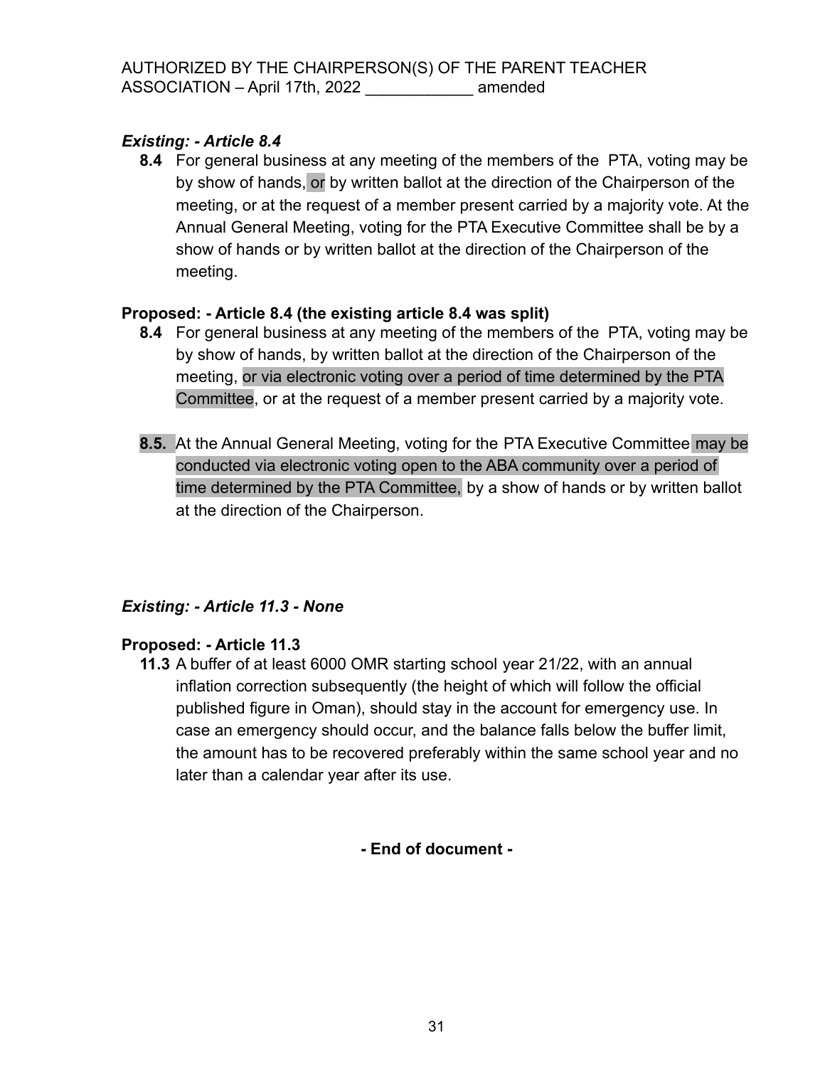AUTHORIZED BY THE CHAIRPERSON(S) OF THE PARENT TEACHER ASSOCIATION – April 17th, 2022 ____________ amended

***Existing: - Article 8.4***

**8.4** For general business at any meeting of the members of the PTA, voting may be by show of hands, or by written ballot at the direction of the Chairperson of the meeting, or at the request of a member present carried by a majority vote. At the Annual General Meeting, voting for the PTA Executive Committee shall be by a show of hands or by written ballot at the direction of the Chairperson of the meeting.

**Proposed: - Article 8.4 (the existing article 8.4 was split)**

**8.4** For general business at any meeting of the members of the PTA, voting may be by show of hands, by written ballot at the direction of the Chairperson of the meeting, or via electronic voting over a period of time determined by the PTA Committee, or at the request of a member present carried by a majority vote.

**8.5.** At the Annual General Meeting, voting for the PTA Executive Committee may be conducted via electronic voting open to the ABA community over a period of time determined by the PTA Committee, by a show of hands or by written ballot at the direction of the Chairperson.

***Existing: - Article 11.3 - None***

**Proposed: - Article 11.3**

**11.3** A buffer of at least 6000 OMR starting school year 21/22, with an annual inflation correction subsequently (the height of which will follow the official published figure in Oman), should stay in the account for emergency use. In case an emergency should occur, and the balance falls below the buffer limit, the amount has to be recovered preferably within the same school year and no later than a calendar year after its use.

**- End of document -**